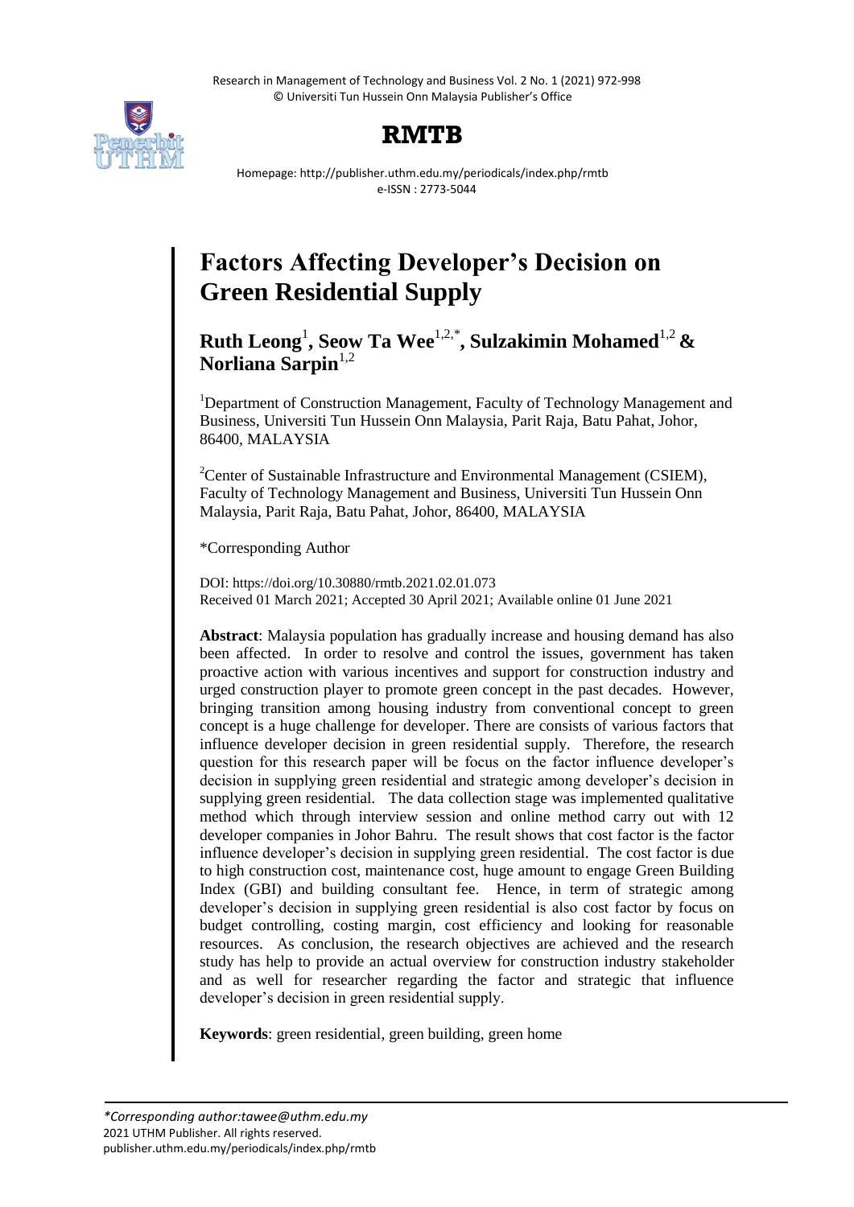# Factors Affecting Developer's Decision on Green Residential Supply

**Ruth Leong[1], Seow Ta Wee[1,2,*], Sulzakimin Mohamed[1,2] & Norliana Sarpin[1,2]**

[1]Department of Construction Management, Faculty of Technology Management and Business, Universiti Tun Hussein Onn Malaysia, Parit Raja, Batu Pahat, Johor, 86400, MALAYSIA

[2]Center of Sustainable Infrastructure and Environmental Management (CSIEM), Faculty of Technology Management and Business, Universiti Tun Hussein Onn Malaysia, Parit Raja, Batu Pahat, Johor, 86400, MALAYSIA

*Corresponding Author

DOI: https://doi.org/10.30880/rmtb.2021.02.01.073
Received 01 March 2021; Accepted 30 April 2021; Available online 01 June 2021

**Abstract**: Malaysia population has gradually increase and housing demand has also been affected. In order to resolve and control the issues, government has taken proactive action with various incentives and support for construction industry and urged construction player to promote green concept in the past decades. However, bringing transition among housing industry from conventional concept to green concept is a huge challenge for developer. There are consists of various factors that influence developer decision in green residential supply. Therefore, the research question for this research paper will be focus on the factor influence developer's decision in supplying green residential and strategic among developer's decision in supplying green residential. The data collection stage was implemented qualitative method which through interview session and online method carry out with 12 developer companies in Johor Bahru. The result shows that cost factor is the factor influence developer's decision in supplying green residential. The cost factor is due to high construction cost, maintenance cost, huge amount to engage Green Building Index (GBI) and building consultant fee. Hence, in term of strategic among developer's decision in supplying green residential is also cost factor by focus on budget controlling, costing margin, cost efficiency and looking for reasonable resources. As conclusion, the research objectives are achieved and the research study has help to provide an actual overview for construction industry stakeholder and as well for researcher regarding the factor and strategic that influence developer's decision in green residential supply.

**Keywords**: green residential, green building, green home

*\*Corresponding author:tawee@uthm.edu.my*
2021 UTHM Publisher. All rights reserved.
publisher.uthm.edu.my/periodicals/index.php/rmtb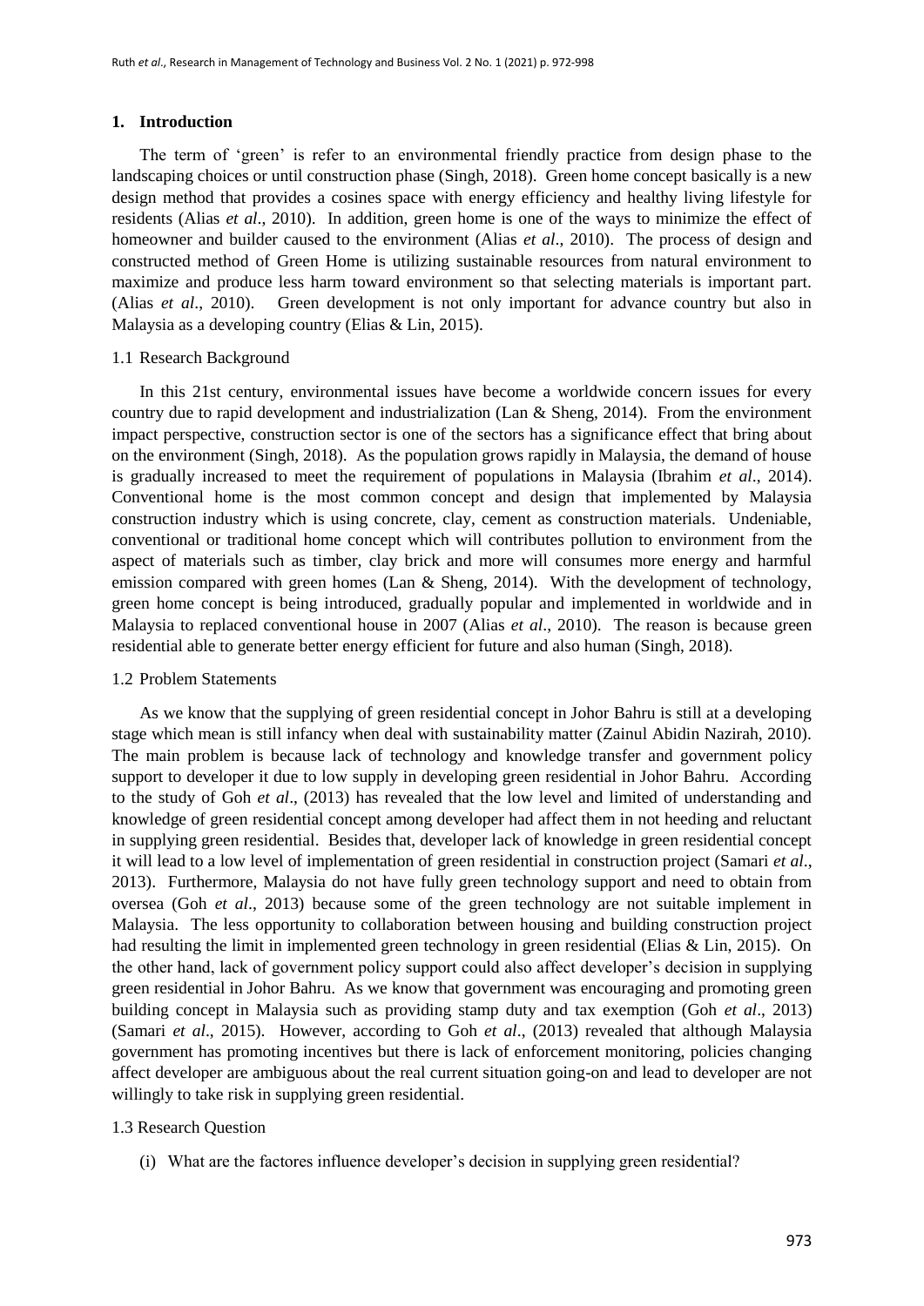## 1. Introduction

The term of 'green' is refer to an environmental friendly practice from design phase to the landscaping choices or until construction phase (Singh, 2018). Green home concept basically is a new design method that provides a cosines space with energy efficiency and healthy living lifestyle for residents (Alias *et al*., 2010). In addition, green home is one of the ways to minimize the effect of homeowner and builder caused to the environment (Alias *et al*., 2010). The process of design and constructed method of Green Home is utilizing sustainable resources from natural environment to maximize and produce less harm toward environment so that selecting materials is important part. (Alias *et al*., 2010). Green development is not only important for advance country but also in Malaysia as a developing country (Elias & Lin, 2015).

### 1.1 Research Background

In this 21st century, environmental issues have become a worldwide concern issues for every country due to rapid development and industrialization (Lan & Sheng, 2014). From the environment impact perspective, construction sector is one of the sectors has a significance effect that bring about on the environment (Singh, 2018). As the population grows rapidly in Malaysia, the demand of house is gradually increased to meet the requirement of populations in Malaysia (Ibrahim *et al*., 2014). Conventional home is the most common concept and design that implemented by Malaysia construction industry which is using concrete, clay, cement as construction materials. Undeniable, conventional or traditional home concept which will contributes pollution to environment from the aspect of materials such as timber, clay brick and more will consumes more energy and harmful emission compared with green homes (Lan & Sheng, 2014). With the development of technology, green home concept is being introduced, gradually popular and implemented in worldwide and in Malaysia to replaced conventional house in 2007 (Alias *et al*., 2010). The reason is because green residential able to generate better energy efficient for future and also human (Singh, 2018).

### 1.2 Problem Statements

As we know that the supplying of green residential concept in Johor Bahru is still at a developing stage which mean is still infancy when deal with sustainability matter (Zainul Abidin Nazirah, 2010). The main problem is because lack of technology and knowledge transfer and government policy support to developer it due to low supply in developing green residential in Johor Bahru. According to the study of Goh *et al*., (2013) has revealed that the low level and limited of understanding and knowledge of green residential concept among developer had affect them in not heeding and reluctant in supplying green residential. Besides that, developer lack of knowledge in green residential concept it will lead to a low level of implementation of green residential in construction project (Samari *et al*., 2013). Furthermore, Malaysia do not have fully green technology support and need to obtain from oversea (Goh *et al*., 2013) because some of the green technology are not suitable implement in Malaysia. The less opportunity to collaboration between housing and building construction project had resulting the limit in implemented green technology in green residential (Elias & Lin, 2015). On the other hand, lack of government policy support could also affect developer's decision in supplying green residential in Johor Bahru. As we know that government was encouraging and promoting green building concept in Malaysia such as providing stamp duty and tax exemption (Goh *et al*., 2013) (Samari *et al*., 2015). However, according to Goh *et al*., (2013) revealed that although Malaysia government has promoting incentives but there is lack of enforcement monitoring, policies changing affect developer are ambiguous about the real current situation going-on and lead to developer are not willingly to take risk in supplying green residential.

### 1.3 Research Question

(i) What are the factores influence developer's decision in supplying green residential?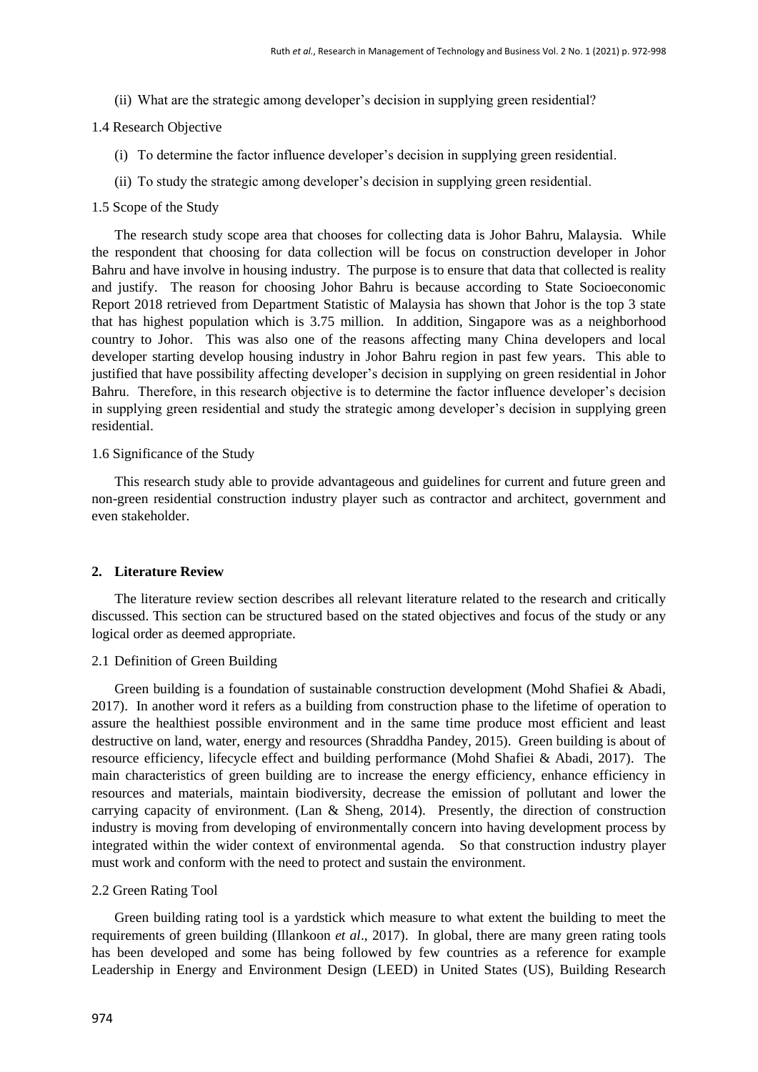(ii) What are the strategic among developer's decision in supplying green residential?

### 1.4 Research Objective

(i) To determine the factor influence developer's decision in supplying green residential.

(ii) To study the strategic among developer's decision in supplying green residential.

### 1.5 Scope of the Study

The research study scope area that chooses for collecting data is Johor Bahru, Malaysia. While the respondent that choosing for data collection will be focus on construction developer in Johor Bahru and have involve in housing industry. The purpose is to ensure that data that collected is reality and justify. The reason for choosing Johor Bahru is because according to State Socioeconomic Report 2018 retrieved from Department Statistic of Malaysia has shown that Johor is the top 3 state that has highest population which is 3.75 million. In addition, Singapore was as a neighborhood country to Johor. This was also one of the reasons affecting many China developers and local developer starting develop housing industry in Johor Bahru region in past few years. This able to justified that have possibility affecting developer's decision in supplying on green residential in Johor Bahru. Therefore, in this research objective is to determine the factor influence developer's decision in supplying green residential and study the strategic among developer's decision in supplying green residential.

### 1.6 Significance of the Study

This research study able to provide advantageous and guidelines for current and future green and non-green residential construction industry player such as contractor and architect, government and even stakeholder.

## 2. Literature Review

The literature review section describes all relevant literature related to the research and critically discussed. This section can be structured based on the stated objectives and focus of the study or any logical order as deemed appropriate.

### 2.1 Definition of Green Building

Green building is a foundation of sustainable construction development (Mohd Shafiei & Abadi, 2017). In another word it refers as a building from construction phase to the lifetime of operation to assure the healthiest possible environment and in the same time produce most efficient and least destructive on land, water, energy and resources (Shraddha Pandey, 2015). Green building is about of resource efficiency, lifecycle effect and building performance (Mohd Shafiei & Abadi, 2017). The main characteristics of green building are to increase the energy efficiency, enhance efficiency in resources and materials, maintain biodiversity, decrease the emission of pollutant and lower the carrying capacity of environment. (Lan & Sheng, 2014). Presently, the direction of construction industry is moving from developing of environmentally concern into having development process by integrated within the wider context of environmental agenda. So that construction industry player must work and conform with the need to protect and sustain the environment.

### 2.2 Green Rating Tool

Green building rating tool is a yardstick which measure to what extent the building to meet the requirements of green building (Illankoon *et al*., 2017). In global, there are many green rating tools has been developed and some has being followed by few countries as a reference for example Leadership in Energy and Environment Design (LEED) in United States (US), Building Research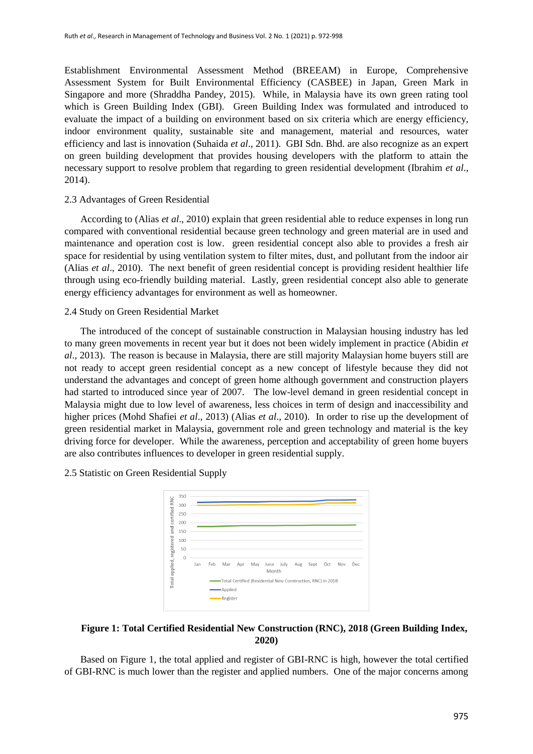Establishment Environmental Assessment Method (BREEAM) in Europe, Comprehensive Assessment System for Built Environmental Efficiency (CASBEE) in Japan, Green Mark in Singapore and more (Shraddha Pandey, 2015). While, in Malaysia have its own green rating tool which is Green Building Index (GBI). Green Building Index was formulated and introduced to evaluate the impact of a building on environment based on six criteria which are energy efficiency, indoor environment quality, sustainable site and management, material and resources, water efficiency and last is innovation (Suhaida *et al*., 2011). GBI Sdn. Bhd. are also recognize as an expert on green building development that provides housing developers with the platform to attain the necessary support to resolve problem that regarding to green residential development (Ibrahim *et al*., 2014).

### 2.3 Advantages of Green Residential

According to (Alias *et al*., 2010) explain that green residential able to reduce expenses in long run compared with conventional residential because green technology and green material are in used and maintenance and operation cost is low. green residential concept also able to provides a fresh air space for residential by using ventilation system to filter mites, dust, and pollutant from the indoor air (Alias *et al*., 2010). The next benefit of green residential concept is providing resident healthier life through using eco-friendly building material. Lastly, green residential concept also able to generate energy efficiency advantages for environment as well as homeowner.

### 2.4 Study on Green Residential Market

The introduced of the concept of sustainable construction in Malaysian housing industry has led to many green movements in recent year but it does not been widely implement in practice (Abidin *et al*., 2013). The reason is because in Malaysia, there are still majority Malaysian home buyers still are not ready to accept green residential concept as a new concept of lifestyle because they did not understand the advantages and concept of green home although government and construction players had started to introduced since year of 2007. The low-level demand in green residential concept in Malaysia might due to low level of awareness, less choices in term of design and inaccessibility and higher prices (Mohd Shafiei *et al*., 2013) (Alias *et al*., 2010). In order to rise up the development of green residential market in Malaysia, government role and green technology and material is the key driving force for developer. While the awareness, perception and acceptability of green home buyers are also contributes influences to developer in green residential supply.

### 2.5 Statistic on Green Residential Supply

**Figure 1: Total Certified Residential New Construction (RNC), 2018 (Green Building Index, 2020)**

Based on Figure 1, the total applied and register of GBI-RNC is high, however the total certified of GBI-RNC is much lower than the register and applied numbers. One of the major concerns among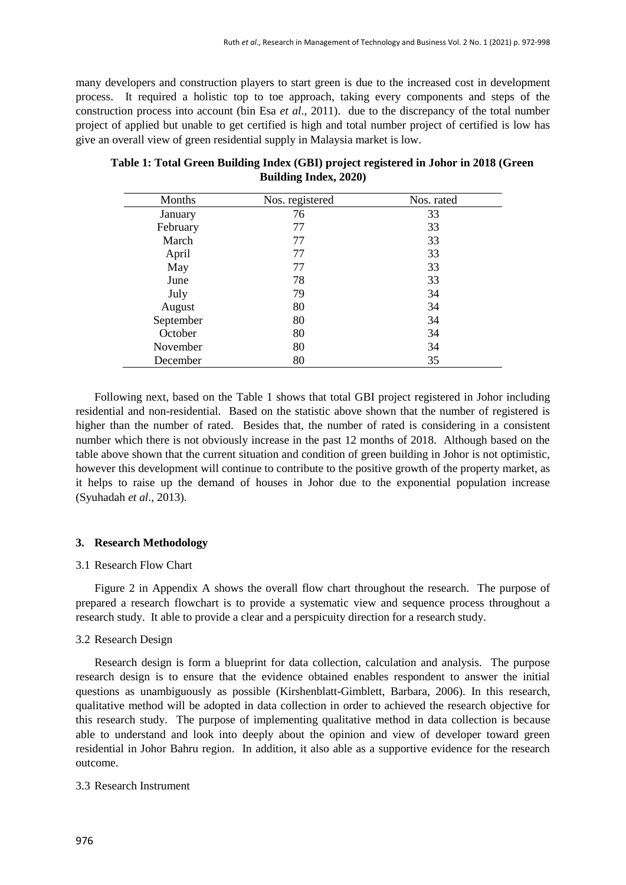many developers and construction players to start green is due to the increased cost in development process. It required a holistic top to toe approach, taking every components and steps of the construction process into account (bin Esa *et al*., 2011). due to the discrepancy of the total number project of applied but unable to get certified is high and total number project of certified is low has give an overall view of green residential supply in Malaysia market is low.

**Table 1: Total Green Building Index (GBI) project registered in Johor in 2018 (Green Building Index, 2020)**

| Months | Nos. registered | Nos. rated |
|---|---|---|
| January | 76 | 33 |
| February | 77 | 33 |
| March | 77 | 33 |
| April | 77 | 33 |
| May | 77 | 33 |
| June | 78 | 33 |
| July | 79 | 34 |
| August | 80 | 34 |
| September | 80 | 34 |
| October | 80 | 34 |
| November | 80 | 34 |
| December | 80 | 35 |

Following next, based on the Table 1 shows that total GBI project registered in Johor including residential and non-residential. Based on the statistic above shown that the number of registered is higher than the number of rated. Besides that, the number of rated is considering in a consistent number which there is not obviously increase in the past 12 months of 2018. Although based on the table above shown that the current situation and condition of green building in Johor is not optimistic, however this development will continue to contribute to the positive growth of the property market, as it helps to raise up the demand of houses in Johor due to the exponential population increase (Syuhadah *et al*., 2013).

## 3. Research Methodology

### 3.1 Research Flow Chart

Figure 2 in Appendix A shows the overall flow chart throughout the research. The purpose of prepared a research flowchart is to provide a systematic view and sequence process throughout a research study. It able to provide a clear and a perspicuity direction for a research study.

### 3.2 Research Design

Research design is form a blueprint for data collection, calculation and analysis. The purpose research design is to ensure that the evidence obtained enables respondent to answer the initial questions as unambiguously as possible (Kirshenblatt-Gimblett, Barbara, 2006). In this research, qualitative method will be adopted in data collection in order to achieved the research objective for this research study. The purpose of implementing qualitative method in data collection is because able to understand and look into deeply about the opinion and view of developer toward green residential in Johor Bahru region. In addition, it also able as a supportive evidence for the research outcome.

### 3.3 Research Instrument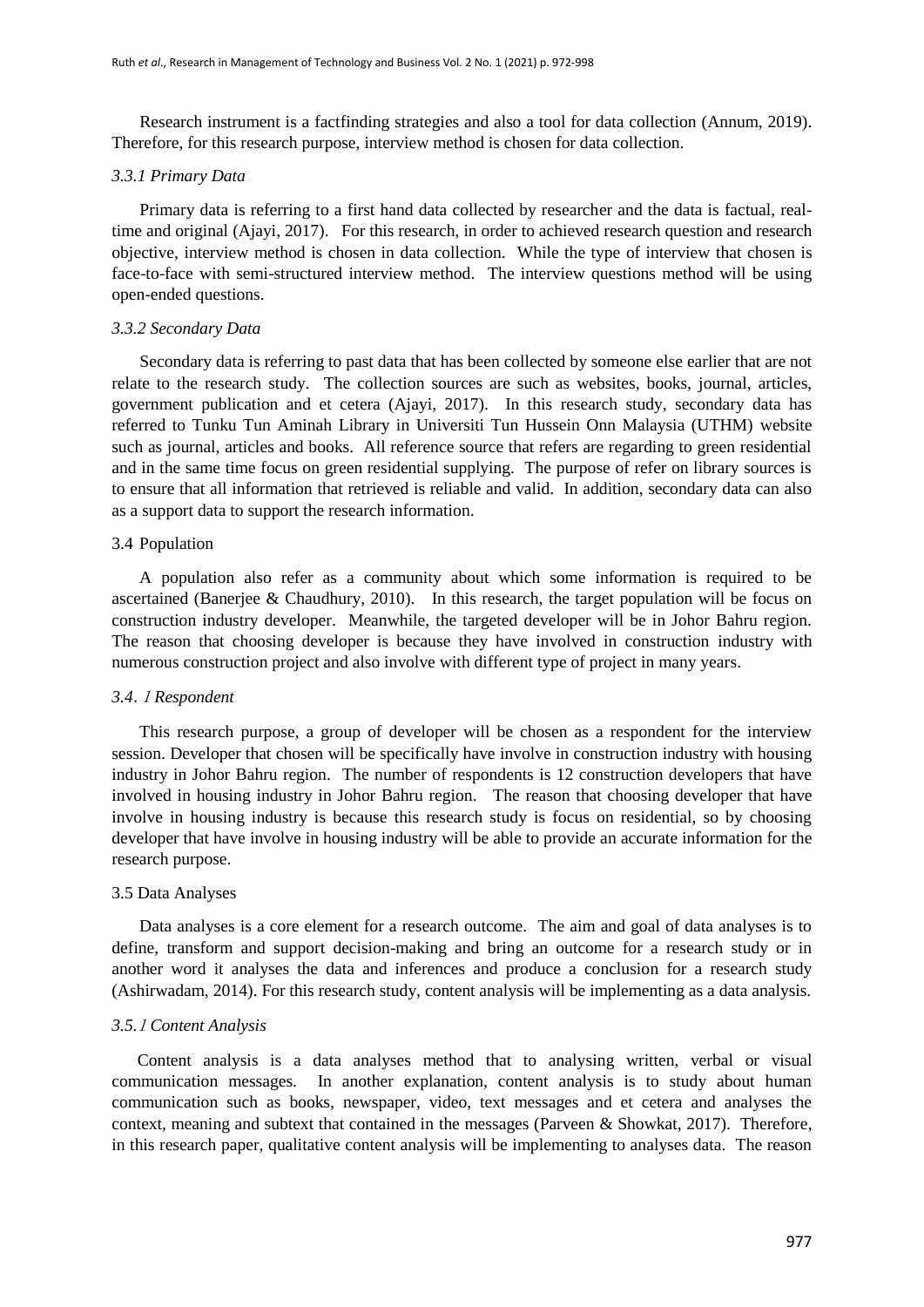Research instrument is a factfinding strategies and also a tool for data collection (Annum, 2019). Therefore, for this research purpose, interview method is chosen for data collection.

### *3.3.1 Primary Data*

Primary data is referring to a first hand data collected by researcher and the data is factual, real-time and original (Ajayi, 2017). For this research, in order to achieved research question and research objective, interview method is chosen in data collection. While the type of interview that chosen is face-to-face with semi-structured interview method. The interview questions method will be using open-ended questions.

### *3.3.2 Secondary Data*

Secondary data is referring to past data that has been collected by someone else earlier that are not relate to the research study. The collection sources are such as websites, books, journal, articles, government publication and et cetera (Ajayi, 2017). In this research study, secondary data has referred to Tunku Tun Aminah Library in Universiti Tun Hussein Onn Malaysia (UTHM) website such as journal, articles and books. All reference source that refers are regarding to green residential and in the same time focus on green residential supplying. The purpose of refer on library sources is to ensure that all information that retrieved is reliable and valid. In addition, secondary data can also as a support data to support the research information.

## 3.4 Population

A population also refer as a community about which some information is required to be ascertained (Banerjee & Chaudhury, 2010). In this research, the target population will be focus on construction industry developer. Meanwhile, the targeted developer will be in Johor Bahru region. The reason that choosing developer is because they have involved in construction industry with numerous construction project and also involve with different type of project in many years.

### *3.4. 1 Respondent*

This research purpose, a group of developer will be chosen as a respondent for the interview session. Developer that chosen will be specifically have involve in construction industry with housing industry in Johor Bahru region. The number of respondents is 12 construction developers that have involved in housing industry in Johor Bahru region. The reason that choosing developer that have involve in housing industry is because this research study is focus on residential, so by choosing developer that have involve in housing industry will be able to provide an accurate information for the research purpose.

## 3.5 Data Analyses

Data analyses is a core element for a research outcome. The aim and goal of data analyses is to define, transform and support decision-making and bring an outcome for a research study or in another word it analyses the data and inferences and produce a conclusion for a research study (Ashirwadam, 2014). For this research study, content analysis will be implementing as a data analysis.

### *3.5. 1 Content Analysis*

Content analysis is a data analyses method that to analysing written, verbal or visual communication messages. In another explanation, content analysis is to study about human communication such as books, newspaper, video, text messages and et cetera and analyses the context, meaning and subtext that contained in the messages (Parveen & Showkat, 2017). Therefore, in this research paper, qualitative content analysis will be implementing to analyses data. The reason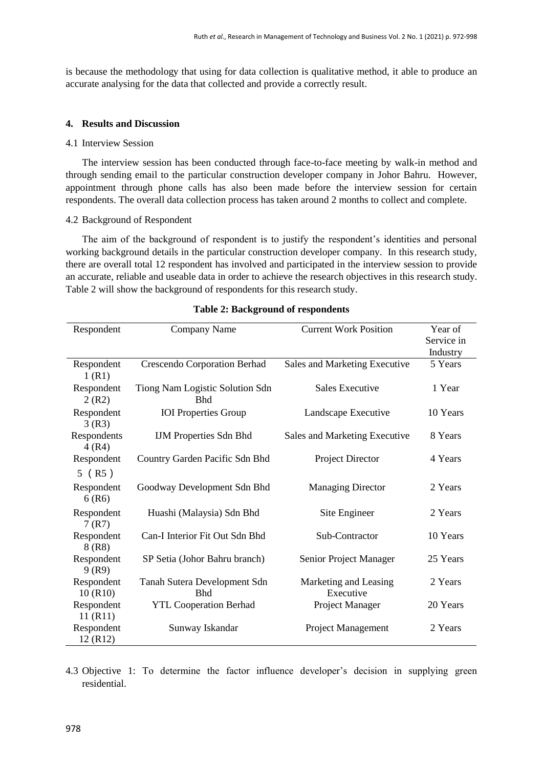is because the methodology that using for data collection is qualitative method, it able to produce an accurate analysing for the data that collected and provide a correctly result.

## 4. Results and Discussion

### 4.1 Interview Session

The interview session has been conducted through face-to-face meeting by walk-in method and through sending email to the particular construction developer company in Johor Bahru. However, appointment through phone calls has also been made before the interview session for certain respondents. The overall data collection process has taken around 2 months to collect and complete.

### 4.2 Background of Respondent

The aim of the background of respondent is to justify the respondent's identities and personal working background details in the particular construction developer company. In this research study, there are overall total 12 respondent has involved and participated in the interview session to provide an accurate, reliable and useable data in order to achieve the research objectives in this research study. Table 2 will show the background of respondents for this research study.

**Table 2: Background of respondents**

| Respondent | Company Name | Current Work Position | Year of Service in Industry |
|---|---|---|---|
| Respondent 1 (R1) | Crescendo Corporation Berhad | Sales and Marketing Executive | 5 Years |
| Respondent 2 (R2) | Tiong Nam Logistic Solution Sdn Bhd | Sales Executive | 1 Year |
| Respondent 3 (R3) | IOI Properties Group | Landscape Executive | 10 Years |
| Respondents 4 (R4) | IJM Properties Sdn Bhd | Sales and Marketing Executive | 8 Years |
| Respondent 5（R5） | Country Garden Pacific Sdn Bhd | Project Director | 4 Years |
| Respondent 6 (R6) | Goodway Development Sdn Bhd | Managing Director | 2 Years |
| Respondent 7 (R7) | Huashi (Malaysia) Sdn Bhd | Site Engineer | 2 Years |
| Respondent 8 (R8) | Can-I Interior Fit Out Sdn Bhd | Sub-Contractor | 10 Years |
| Respondent 9 (R9) | SP Setia (Johor Bahru branch) | Senior Project Manager | 25 Years |
| Respondent 10 (R10) | Tanah Sutera Development Sdn Bhd | Marketing and Leasing Executive | 2 Years |
| Respondent 11 (R11) | YTL Cooperation Berhad | Project Manager | 20 Years |
| Respondent 12 (R12) | Sunway Iskandar | Project Management | 2 Years |

### 4.3 Objective 1: To determine the factor influence developer's decision in supplying green residential.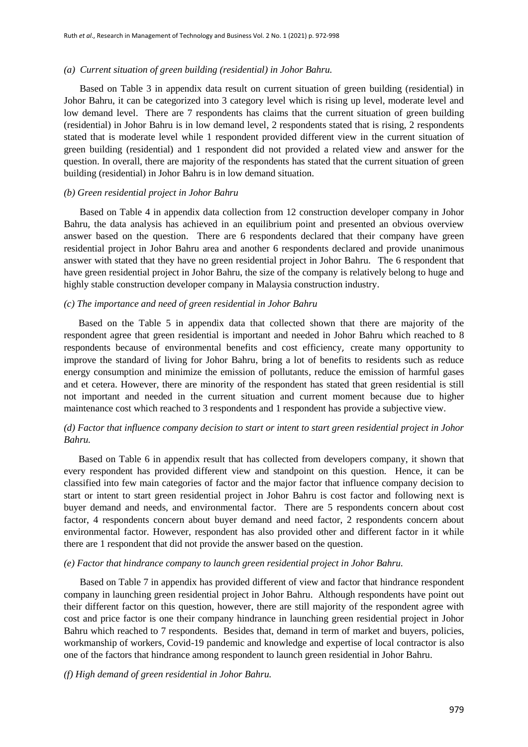*(a) Current situation of green building (residential) in Johor Bahru.*

Based on Table 3 in appendix data result on current situation of green building (residential) in Johor Bahru, it can be categorized into 3 category level which is rising up level, moderate level and low demand level. There are 7 respondents has claims that the current situation of green building (residential) in Johor Bahru is in low demand level, 2 respondents stated that is rising, 2 respondents stated that is moderate level while 1 respondent provided different view in the current situation of green building (residential) and 1 respondent did not provided a related view and answer for the question. In overall, there are majority of the respondents has stated that the current situation of green building (residential) in Johor Bahru is in low demand situation.

*(b) Green residential project in Johor Bahru*

Based on Table 4 in appendix data collection from 12 construction developer company in Johor Bahru, the data analysis has achieved in an equilibrium point and presented an obvious overview answer based on the question. There are 6 respondents declared that their company have green residential project in Johor Bahru area and another 6 respondents declared and provide unanimous answer with stated that they have no green residential project in Johor Bahru. The 6 respondent that have green residential project in Johor Bahru, the size of the company is relatively belong to huge and highly stable construction developer company in Malaysia construction industry.

*(c) The importance and need of green residential in Johor Bahru*

Based on the Table 5 in appendix data that collected shown that there are majority of the respondent agree that green residential is important and needed in Johor Bahru which reached to 8 respondents because of environmental benefits and cost efficiency, create many opportunity to improve the standard of living for Johor Bahru, bring a lot of benefits to residents such as reduce energy consumption and minimize the emission of pollutants, reduce the emission of harmful gases and et cetera. However, there are minority of the respondent has stated that green residential is still not important and needed in the current situation and current moment because due to higher maintenance cost which reached to 3 respondents and 1 respondent has provide a subjective view.

*(d) Factor that influence company decision to start or intent to start green residential project in Johor Bahru.*

Based on Table 6 in appendix result that has collected from developers company, it shown that every respondent has provided different view and standpoint on this question. Hence, it can be classified into few main categories of factor and the major factor that influence company decision to start or intent to start green residential project in Johor Bahru is cost factor and following next is buyer demand and needs, and environmental factor. There are 5 respondents concern about cost factor, 4 respondents concern about buyer demand and need factor, 2 respondents concern about environmental factor. However, respondent has also provided other and different factor in it while there are 1 respondent that did not provide the answer based on the question.

*(e) Factor that hindrance company to launch green residential project in Johor Bahru.*

Based on Table 7 in appendix has provided different of view and factor that hindrance respondent company in launching green residential project in Johor Bahru. Although respondents have point out their different factor on this question, however, there are still majority of the respondent agree with cost and price factor is one their company hindrance in launching green residential project in Johor Bahru which reached to 7 respondents. Besides that, demand in term of market and buyers, policies, workmanship of workers, Covid-19 pandemic and knowledge and expertise of local contractor is also one of the factors that hindrance among respondent to launch green residential in Johor Bahru.

*(f) High demand of green residential in Johor Bahru.*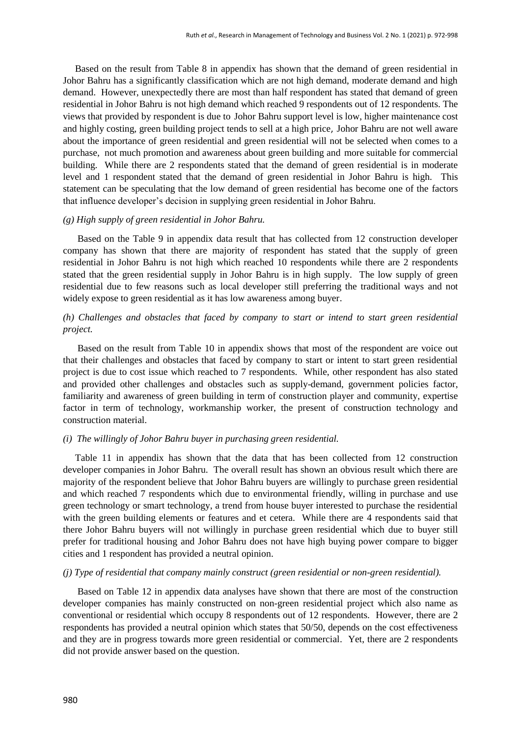Based on the result from Table 8 in appendix has shown that the demand of green residential in Johor Bahru has a significantly classification which are not high demand, moderate demand and high demand. However, unexpectedly there are most than half respondent has stated that demand of green residential in Johor Bahru is not high demand which reached 9 respondents out of 12 respondents. The views that provided by respondent is due to Johor Bahru support level is low, higher maintenance cost and highly costing, green building project tends to sell at a high price, Johor Bahru are not well aware about the importance of green residential and green residential will not be selected when comes to a purchase, not much promotion and awareness about green building and more suitable for commercial building. While there are 2 respondents stated that the demand of green residential is in moderate level and 1 respondent stated that the demand of green residential in Johor Bahru is high. This statement can be speculating that the low demand of green residential has become one of the factors that influence developer's decision in supplying green residential in Johor Bahru.

*(g) High supply of green residential in Johor Bahru.*

Based on the Table 9 in appendix data result that has collected from 12 construction developer company has shown that there are majority of respondent has stated that the supply of green residential in Johor Bahru is not high which reached 10 respondents while there are 2 respondents stated that the green residential supply in Johor Bahru is in high supply. The low supply of green residential due to few reasons such as local developer still preferring the traditional ways and not widely expose to green residential as it has low awareness among buyer.

*(h) Challenges and obstacles that faced by company to start or intend to start green residential project.*

Based on the result from Table 10 in appendix shows that most of the respondent are voice out that their challenges and obstacles that faced by company to start or intent to start green residential project is due to cost issue which reached to 7 respondents. While, other respondent has also stated and provided other challenges and obstacles such as supply-demand, government policies factor, familiarity and awareness of green building in term of construction player and community, expertise factor in term of technology, workmanship worker, the present of construction technology and construction material.

*(i) The willingly of Johor Bahru buyer in purchasing green residential.*

Table 11 in appendix has shown that the data that has been collected from 12 construction developer companies in Johor Bahru. The overall result has shown an obvious result which there are majority of the respondent believe that Johor Bahru buyers are willingly to purchase green residential and which reached 7 respondents which due to environmental friendly, willing in purchase and use green technology or smart technology, a trend from house buyer interested to purchase the residential with the green building elements or features and et cetera. While there are 4 respondents said that there Johor Bahru buyers will not willingly in purchase green residential which due to buyer still prefer for traditional housing and Johor Bahru does not have high buying power compare to bigger cities and 1 respondent has provided a neutral opinion.

*(j) Type of residential that company mainly construct (green residential or non-green residential).*

Based on Table 12 in appendix data analyses have shown that there are most of the construction developer companies has mainly constructed on non-green residential project which also name as conventional or residential which occupy 8 respondents out of 12 respondents. However, there are 2 respondents has provided a neutral opinion which states that 50/50, depends on the cost effectiveness and they are in progress towards more green residential or commercial. Yet, there are 2 respondents did not provide answer based on the question.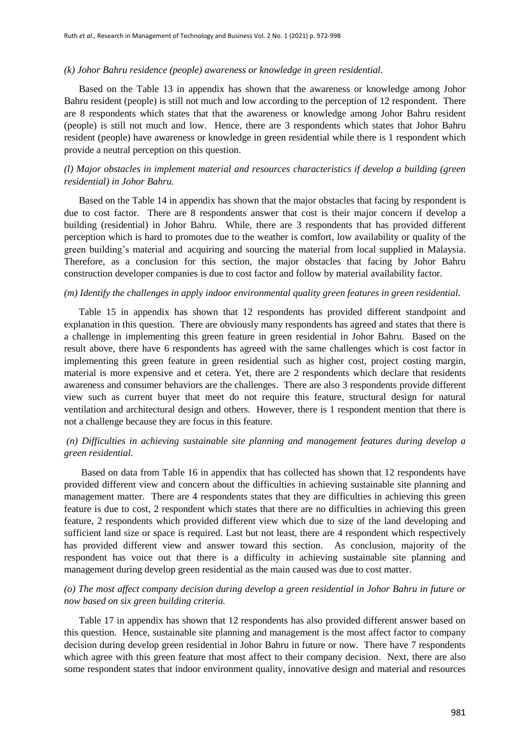*(k) Johor Bahru residence (people) awareness or knowledge in green residential.*

Based on the Table 13 in appendix has shown that the awareness or knowledge among Johor Bahru resident (people) is still not much and low according to the perception of 12 respondent. There are 8 respondents which states that that the awareness or knowledge among Johor Bahru resident (people) is still not much and low. Hence, there are 3 respondents which states that Johor Bahru resident (people) have awareness or knowledge in green residential while there is 1 respondent which provide a neutral perception on this question.

*(l) Major obstacles in implement material and resources characteristics if develop a building (green residential) in Johor Bahru.*

Based on the Table 14 in appendix has shown that the major obstacles that facing by respondent is due to cost factor. There are 8 respondents answer that cost is their major concern if develop a building (residential) in Johor Bahru. While, there are 3 respondents that has provided different perception which is hard to promotes due to the weather is comfort, low availability or quality of the green building's material and acquiring and sourcing the material from local supplied in Malaysia. Therefore, as a conclusion for this section, the major obstacles that facing by Johor Bahru construction developer companies is due to cost factor and follow by material availability factor.

*(m) Identify the challenges in apply indoor environmental quality green features in green residential.*

Table 15 in appendix has shown that 12 respondents has provided different standpoint and explanation in this question. There are obviously many respondents has agreed and states that there is a challenge in implementing this green feature in green residential in Johor Bahru. Based on the result above, there have 6 respondents has agreed with the same challenges which is cost factor in implementing this green feature in green residential such as higher cost, project costing margin, material is more expensive and et cetera. Yet, there are 2 respondents which declare that residents awareness and consumer behaviors are the challenges. There are also 3 respondents provide different view such as current buyer that meet do not require this feature, structural design for natural ventilation and architectural design and others. However, there is 1 respondent mention that there is not a challenge because they are focus in this feature.

*(n) Difficulties in achieving sustainable site planning and management features during develop a green residential.*

Based on data from Table 16 in appendix that has collected has shown that 12 respondents have provided different view and concern about the difficulties in achieving sustainable site planning and management matter. There are 4 respondents states that they are difficulties in achieving this green feature is due to cost, 2 respondent which states that there are no difficulties in achieving this green feature, 2 respondents which provided different view which due to size of the land developing and sufficient land size or space is required. Last but not least, there are 4 respondent which respectively has provided different view and answer toward this section. As conclusion, majority of the respondent has voice out that there is a difficulty in achieving sustainable site planning and management during develop green residential as the main caused was due to cost matter.

*(o) The most affect company decision during develop a green residential in Johor Bahru in future or now based on six green building criteria.*

Table 17 in appendix has shown that 12 respondents has also provided different answer based on this question. Hence, sustainable site planning and management is the most affect factor to company decision during develop green residential in Johor Bahru in future or now. There have 7 respondents which agree with this green feature that most affect to their company decision. Next, there are also some respondent states that indoor environment quality, innovative design and material and resources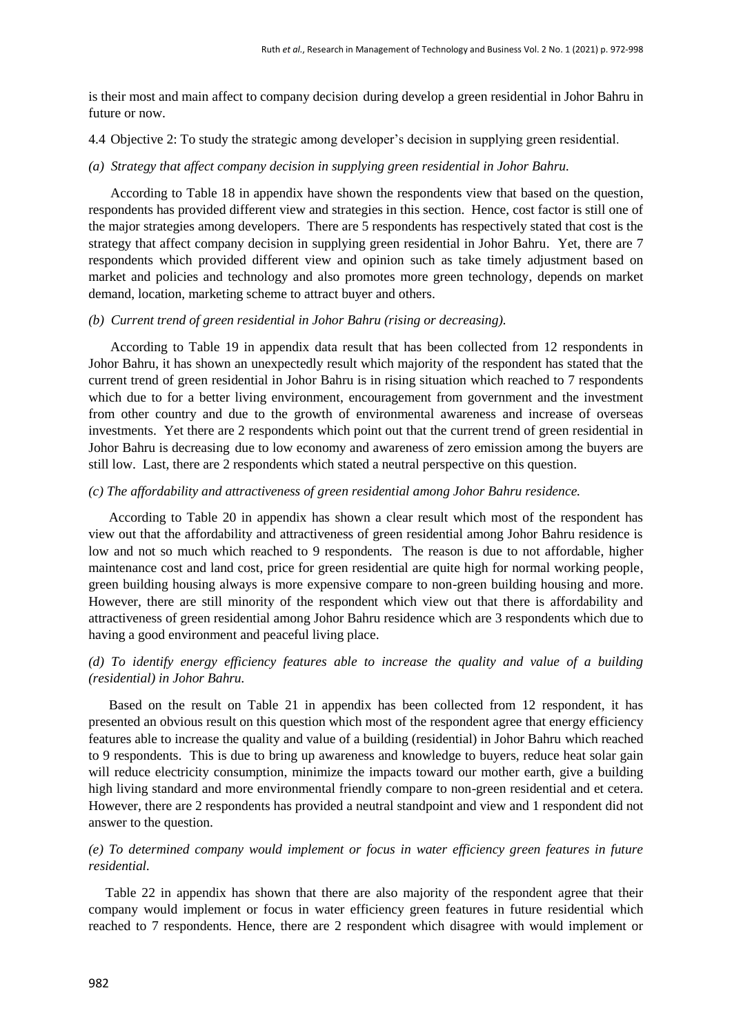is their most and main affect to company decision during develop a green residential in Johor Bahru in future or now.

4.4 Objective 2: To study the strategic among developer's decision in supplying green residential.

*(a) Strategy that affect company decision in supplying green residential in Johor Bahru.*

According to Table 18 in appendix have shown the respondents view that based on the question, respondents has provided different view and strategies in this section. Hence, cost factor is still one of the major strategies among developers. There are 5 respondents has respectively stated that cost is the strategy that affect company decision in supplying green residential in Johor Bahru. Yet, there are 7 respondents which provided different view and opinion such as take timely adjustment based on market and policies and technology and also promotes more green technology, depends on market demand, location, marketing scheme to attract buyer and others.

*(b) Current trend of green residential in Johor Bahru (rising or decreasing).*

According to Table 19 in appendix data result that has been collected from 12 respondents in Johor Bahru, it has shown an unexpectedly result which majority of the respondent has stated that the current trend of green residential in Johor Bahru is in rising situation which reached to 7 respondents which due to for a better living environment, encouragement from government and the investment from other country and due to the growth of environmental awareness and increase of overseas investments. Yet there are 2 respondents which point out that the current trend of green residential in Johor Bahru is decreasing due to low economy and awareness of zero emission among the buyers are still low. Last, there are 2 respondents which stated a neutral perspective on this question.

*(c) The affordability and attractiveness of green residential among Johor Bahru residence.*

According to Table 20 in appendix has shown a clear result which most of the respondent has view out that the affordability and attractiveness of green residential among Johor Bahru residence is low and not so much which reached to 9 respondents. The reason is due to not affordable, higher maintenance cost and land cost, price for green residential are quite high for normal working people, green building housing always is more expensive compare to non-green building housing and more. However, there are still minority of the respondent which view out that there is affordability and attractiveness of green residential among Johor Bahru residence which are 3 respondents which due to having a good environment and peaceful living place.

*(d) To identify energy efficiency features able to increase the quality and value of a building (residential) in Johor Bahru.*

Based on the result on Table 21 in appendix has been collected from 12 respondent, it has presented an obvious result on this question which most of the respondent agree that energy efficiency features able to increase the quality and value of a building (residential) in Johor Bahru which reached to 9 respondents. This is due to bring up awareness and knowledge to buyers, reduce heat solar gain will reduce electricity consumption, minimize the impacts toward our mother earth, give a building high living standard and more environmental friendly compare to non-green residential and et cetera. However, there are 2 respondents has provided a neutral standpoint and view and 1 respondent did not answer to the question.

*(e) To determined company would implement or focus in water efficiency green features in future residential.*

Table 22 in appendix has shown that there are also majority of the respondent agree that their company would implement or focus in water efficiency green features in future residential which reached to 7 respondents. Hence, there are 2 respondent which disagree with would implement or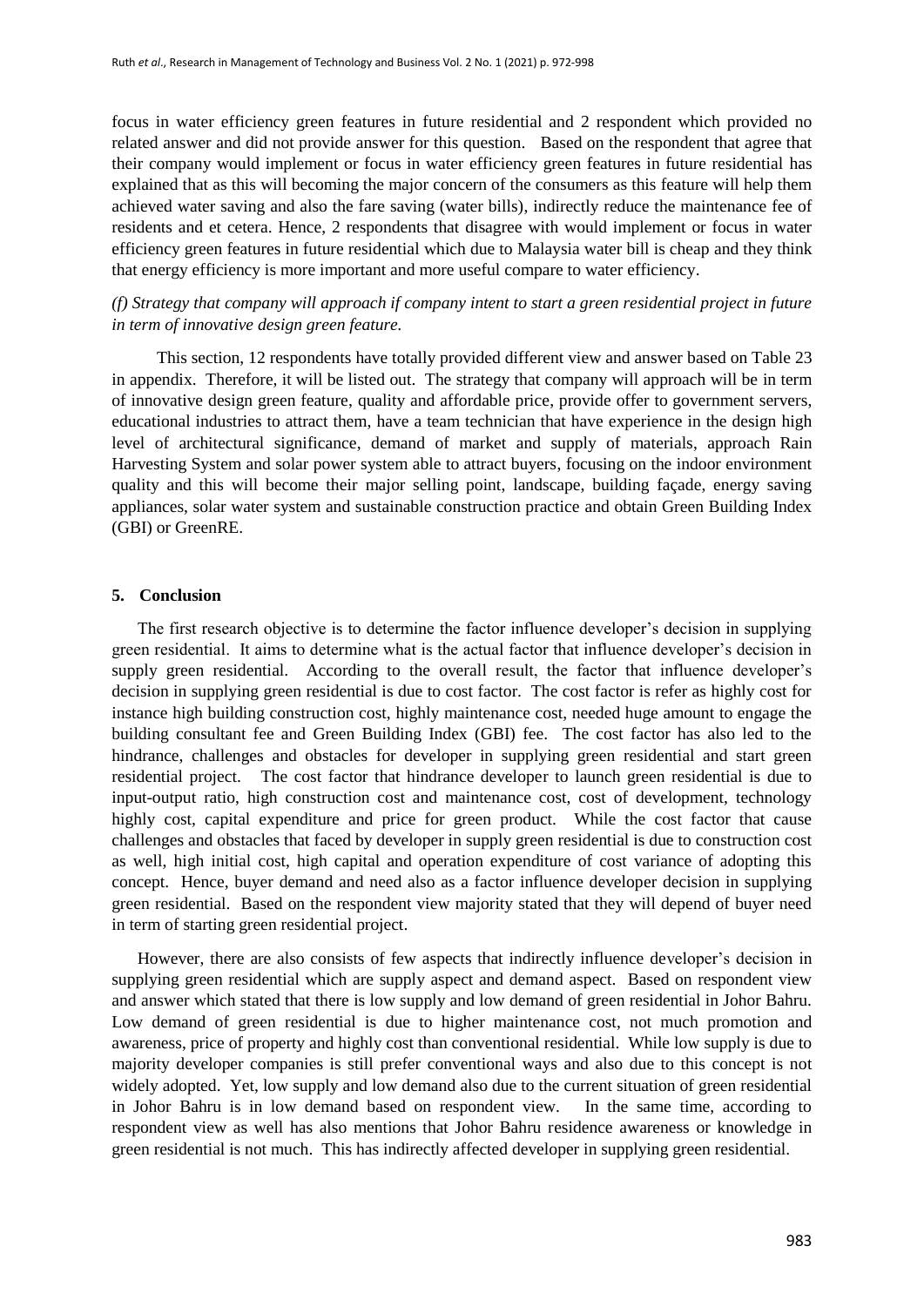focus in water efficiency green features in future residential and 2 respondent which provided no related answer and did not provide answer for this question. Based on the respondent that agree that their company would implement or focus in water efficiency green features in future residential has explained that as this will becoming the major concern of the consumers as this feature will help them achieved water saving and also the fare saving (water bills), indirectly reduce the maintenance fee of residents and et cetera. Hence, 2 respondents that disagree with would implement or focus in water efficiency green features in future residential which due to Malaysia water bill is cheap and they think that energy efficiency is more important and more useful compare to water efficiency.

*(f) Strategy that company will approach if company intent to start a green residential project in future in term of innovative design green feature.*

This section, 12 respondents have totally provided different view and answer based on Table 23 in appendix. Therefore, it will be listed out. The strategy that company will approach will be in term of innovative design green feature, quality and affordable price, provide offer to government servers, educational industries to attract them, have a team technician that have experience in the design high level of architectural significance, demand of market and supply of materials, approach Rain Harvesting System and solar power system able to attract buyers, focusing on the indoor environment quality and this will become their major selling point, landscape, building façade, energy saving appliances, solar water system and sustainable construction practice and obtain Green Building Index (GBI) or GreenRE.

## 5. Conclusion

The first research objective is to determine the factor influence developer's decision in supplying green residential. It aims to determine what is the actual factor that influence developer's decision in supply green residential. According to the overall result, the factor that influence developer's decision in supplying green residential is due to cost factor. The cost factor is refer as highly cost for instance high building construction cost, highly maintenance cost, needed huge amount to engage the building consultant fee and Green Building Index (GBI) fee. The cost factor has also led to the hindrance, challenges and obstacles for developer in supplying green residential and start green residential project. The cost factor that hindrance developer to launch green residential is due to input-output ratio, high construction cost and maintenance cost, cost of development, technology highly cost, capital expenditure and price for green product. While the cost factor that cause challenges and obstacles that faced by developer in supply green residential is due to construction cost as well, high initial cost, high capital and operation expenditure of cost variance of adopting this concept. Hence, buyer demand and need also as a factor influence developer decision in supplying green residential. Based on the respondent view majority stated that they will depend of buyer need in term of starting green residential project.

However, there are also consists of few aspects that indirectly influence developer's decision in supplying green residential which are supply aspect and demand aspect. Based on respondent view and answer which stated that there is low supply and low demand of green residential in Johor Bahru. Low demand of green residential is due to higher maintenance cost, not much promotion and awareness, price of property and highly cost than conventional residential. While low supply is due to majority developer companies is still prefer conventional ways and also due to this concept is not widely adopted. Yet, low supply and low demand also due to the current situation of green residential in Johor Bahru is in low demand based on respondent view. In the same time, according to respondent view as well has also mentions that Johor Bahru residence awareness or knowledge in green residential is not much. This has indirectly affected developer in supplying green residential.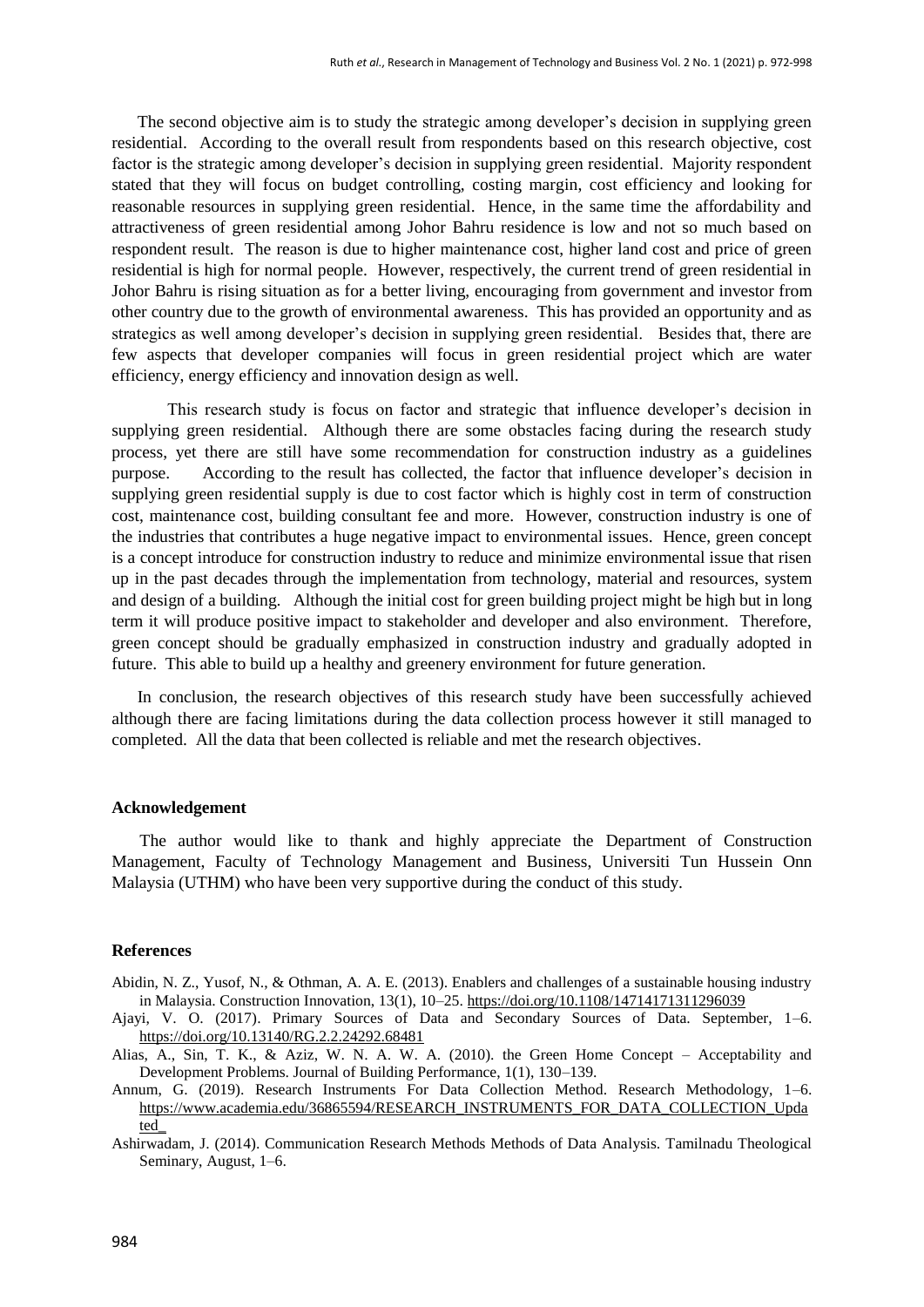The second objective aim is to study the strategic among developer's decision in supplying green residential. According to the overall result from respondents based on this research objective, cost factor is the strategic among developer's decision in supplying green residential. Majority respondent stated that they will focus on budget controlling, costing margin, cost efficiency and looking for reasonable resources in supplying green residential. Hence, in the same time the affordability and attractiveness of green residential among Johor Bahru residence is low and not so much based on respondent result. The reason is due to higher maintenance cost, higher land cost and price of green residential is high for normal people. However, respectively, the current trend of green residential in Johor Bahru is rising situation as for a better living, encouraging from government and investor from other country due to the growth of environmental awareness. This has provided an opportunity and as strategics as well among developer's decision in supplying green residential. Besides that, there are few aspects that developer companies will focus in green residential project which are water efficiency, energy efficiency and innovation design as well.

This research study is focus on factor and strategic that influence developer's decision in supplying green residential. Although there are some obstacles facing during the research study process, yet there are still have some recommendation for construction industry as a guidelines purpose. According to the result has collected, the factor that influence developer's decision in supplying green residential supply is due to cost factor which is highly cost in term of construction cost, maintenance cost, building consultant fee and more. However, construction industry is one of the industries that contributes a huge negative impact to environmental issues. Hence, green concept is a concept introduce for construction industry to reduce and minimize environmental issue that risen up in the past decades through the implementation from technology, material and resources, system and design of a building. Although the initial cost for green building project might be high but in long term it will produce positive impact to stakeholder and developer and also environment. Therefore, green concept should be gradually emphasized in construction industry and gradually adopted in future. This able to build up a healthy and greenery environment for future generation.

In conclusion, the research objectives of this research study have been successfully achieved although there are facing limitations during the data collection process however it still managed to completed. All the data that been collected is reliable and met the research objectives.

**Acknowledgement**

The author would like to thank and highly appreciate the Department of Construction Management, Faculty of Technology Management and Business, Universiti Tun Hussein Onn Malaysia (UTHM) who have been very supportive during the conduct of this study.

**References**

Abidin, N. Z., Yusof, N., & Othman, A. A. E. (2013). Enablers and challenges of a sustainable housing industry in Malaysia. Construction Innovation, 13(1), 10–25. https://doi.org/10.1108/14714171311296039

Ajayi, V. O. (2017). Primary Sources of Data and Secondary Sources of Data. September, 1–6. https://doi.org/10.13140/RG.2.2.24292.68481

Alias, A., Sin, T. K., & Aziz, W. N. A. W. A. (2010). the Green Home Concept – Acceptability and Development Problems. Journal of Building Performance, 1(1), 130–139.

Annum, G. (2019). Research Instruments For Data Collection Method. Research Methodology, 1–6. https://www.academia.edu/36865594/RESEARCH_INSTRUMENTS_FOR_DATA_COLLECTION_Updated_

Ashirwadam, J. (2014). Communication Research Methods Methods of Data Analysis. Tamilnadu Theological Seminary, August, 1–6.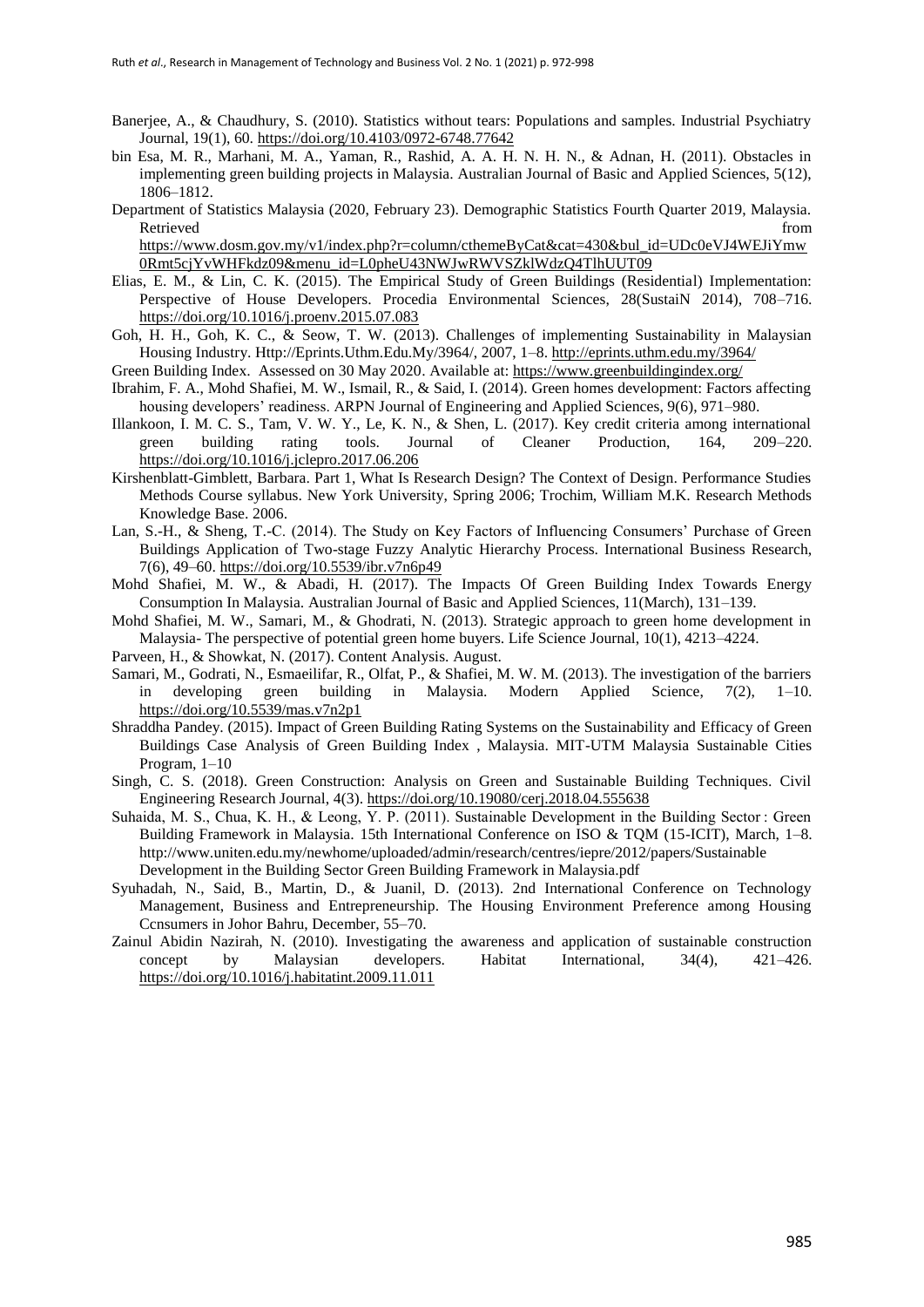Banerjee, A., & Chaudhury, S. (2010). Statistics without tears: Populations and samples. Industrial Psychiatry Journal, 19(1), 60. https://doi.org/10.4103/0972-6748.77642

bin Esa, M. R., Marhani, M. A., Yaman, R., Rashid, A. A. H. N. H. N., & Adnan, H. (2011). Obstacles in implementing green building projects in Malaysia. Australian Journal of Basic and Applied Sciences, 5(12), 1806–1812.

Department of Statistics Malaysia (2020, February 23). Demographic Statistics Fourth Quarter 2019, Malaysia. Retrieved from https://www.dosm.gov.my/v1/index.php?r=column/cthemeByCat&cat=430&bul_id=UDc0eVJ4WEJiYmw0Rmt5cjYvWHFkdz09&menu_id=L0pheU43NWJwRWVSZklWdzQ4TlhUUT09

Elias, E. M., & Lin, C. K. (2015). The Empirical Study of Green Buildings (Residential) Implementation: Perspective of House Developers. Procedia Environmental Sciences, 28(SustaiN 2014), 708–716. https://doi.org/10.1016/j.proenv.2015.07.083

Goh, H. H., Goh, K. C., & Seow, T. W. (2013). Challenges of implementing Sustainability in Malaysian Housing Industry. Http://Eprints.Uthm.Edu.My/3964/, 2007, 1–8. http://eprints.uthm.edu.my/3964/

Green Building Index. Assessed on 30 May 2020. Available at: https://www.greenbuildingindex.org/

Ibrahim, F. A., Mohd Shafiei, M. W., Ismail, R., & Said, I. (2014). Green homes development: Factors affecting housing developers' readiness. ARPN Journal of Engineering and Applied Sciences, 9(6), 971–980.

Illankoon, I. M. C. S., Tam, V. W. Y., Le, K. N., & Shen, L. (2017). Key credit criteria among international green building rating tools. Journal of Cleaner Production, 164, 209–220. https://doi.org/10.1016/j.jclepro.2017.06.206

Kirshenblatt-Gimblett, Barbara. Part 1, What Is Research Design? The Context of Design. Performance Studies Methods Course syllabus. New York University, Spring 2006; Trochim, William M.K. Research Methods Knowledge Base. 2006.

Lan, S.-H., & Sheng, T.-C. (2014). The Study on Key Factors of Influencing Consumers' Purchase of Green Buildings Application of Two-stage Fuzzy Analytic Hierarchy Process. International Business Research, 7(6), 49–60. https://doi.org/10.5539/ibr.v7n6p49

Mohd Shafiei, M. W., & Abadi, H. (2017). The Impacts Of Green Building Index Towards Energy Consumption In Malaysia. Australian Journal of Basic and Applied Sciences, 11(March), 131–139.

Mohd Shafiei, M. W., Samari, M., & Ghodrati, N. (2013). Strategic approach to green home development in Malaysia- The perspective of potential green home buyers. Life Science Journal, 10(1), 4213–4224.

Parveen, H., & Showkat, N. (2017). Content Analysis. August.

Samari, M., Godrati, N., Esmaeilifar, R., Olfat, P., & Shafiei, M. W. M. (2013). The investigation of the barriers in developing green building in Malaysia. Modern Applied Science, 7(2), 1–10. https://doi.org/10.5539/mas.v7n2p1

Shraddha Pandey. (2015). Impact of Green Building Rating Systems on the Sustainability and Efficacy of Green Buildings Case Analysis of Green Building Index , Malaysia. MIT-UTM Malaysia Sustainable Cities Program, 1–10

Singh, C. S. (2018). Green Construction: Analysis on Green and Sustainable Building Techniques. Civil Engineering Research Journal, 4(3). https://doi.org/10.19080/cerj.2018.04.555638

Suhaida, M. S., Chua, K. H., & Leong, Y. P. (2011). Sustainable Development in the Building Sector : Green Building Framework in Malaysia. 15th International Conference on ISO & TQM (15-ICIT), March, 1–8. http://www.uniten.edu.my/newhome/uploaded/admin/research/centres/iepre/2012/papers/Sustainable Development in the Building Sector Green Building Framework in Malaysia.pdf

Syuhadah, N., Said, B., Martin, D., & Juanil, D. (2013). 2nd International Conference on Technology Management, Business and Entrepreneurship. The Housing Environment Preference among Housing Ccnsumers in Johor Bahru, December, 55–70.

Zainul Abidin Nazirah, N. (2010). Investigating the awareness and application of sustainable construction concept by Malaysian developers. Habitat International, 34(4), 421–426. https://doi.org/10.1016/j.habitatint.2009.11.011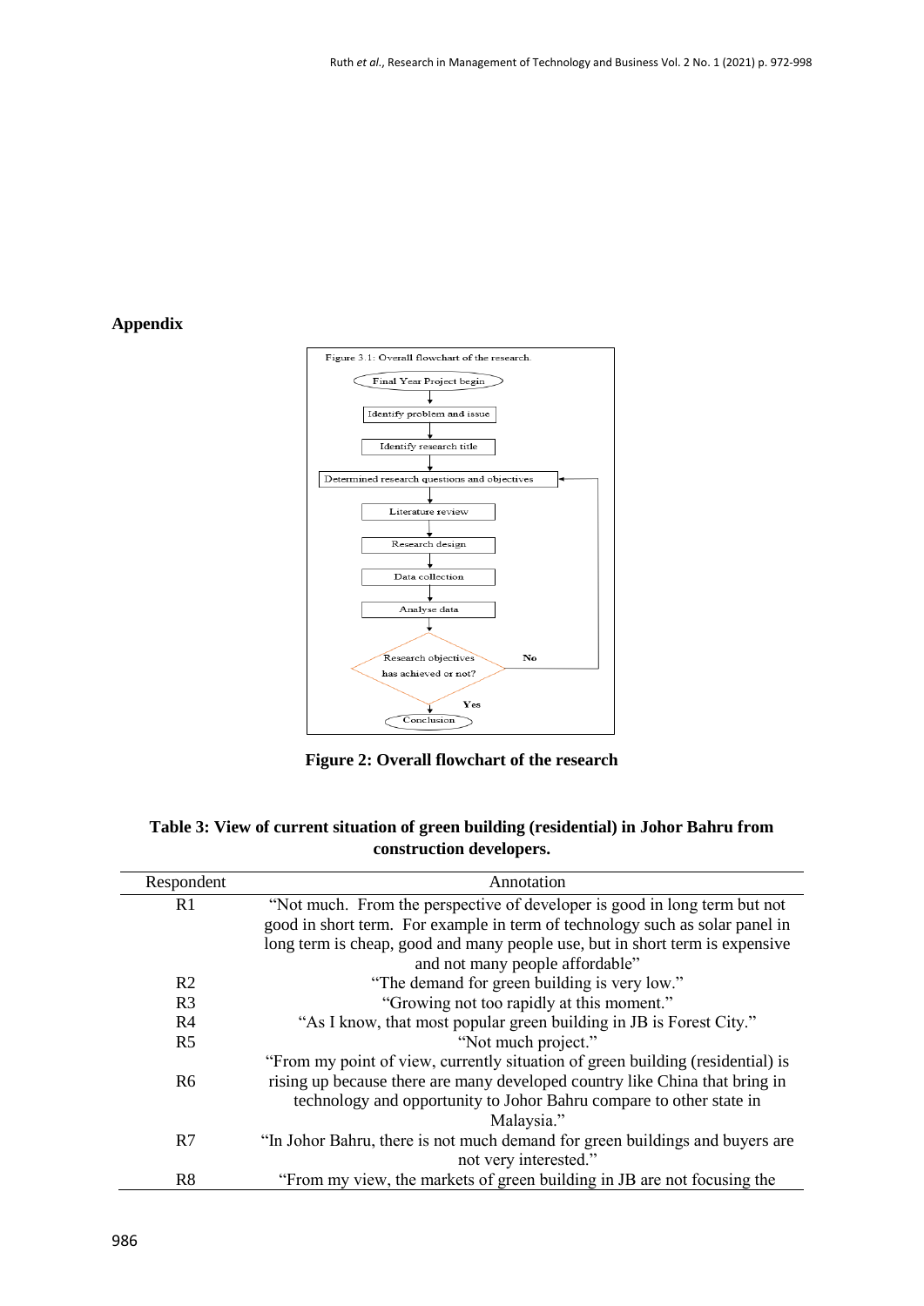**Appendix**

Figure 2: Overall flowchart of the research

**Table 3: View of current situation of green building (residential) in Johor Bahru from construction developers.**

| Respondent | Annotation |
|---|---|
| R1 | "Not much. From the perspective of developer is good in long term but not good in short term. For example in term of technology such as solar panel in long term is cheap, good and many people use, but in short term is expensive and not many people affordable" |
| R2 | "The demand for green building is very low." |
| R3 | "Growing not too rapidly at this moment." |
| R4 | "As I know, that most popular green building in JB is Forest City." |
| R5 | "Not much project." |
| R6 | "From my point of view, currently situation of green building (residential) is rising up because there are many developed country like China that bring in technology and opportunity to Johor Bahru compare to other state in Malaysia." |
| R7 | "In Johor Bahru, there is not much demand for green buildings and buyers are not very interested." |
| R8 | "From my view, the markets of green building in JB are not focusing the |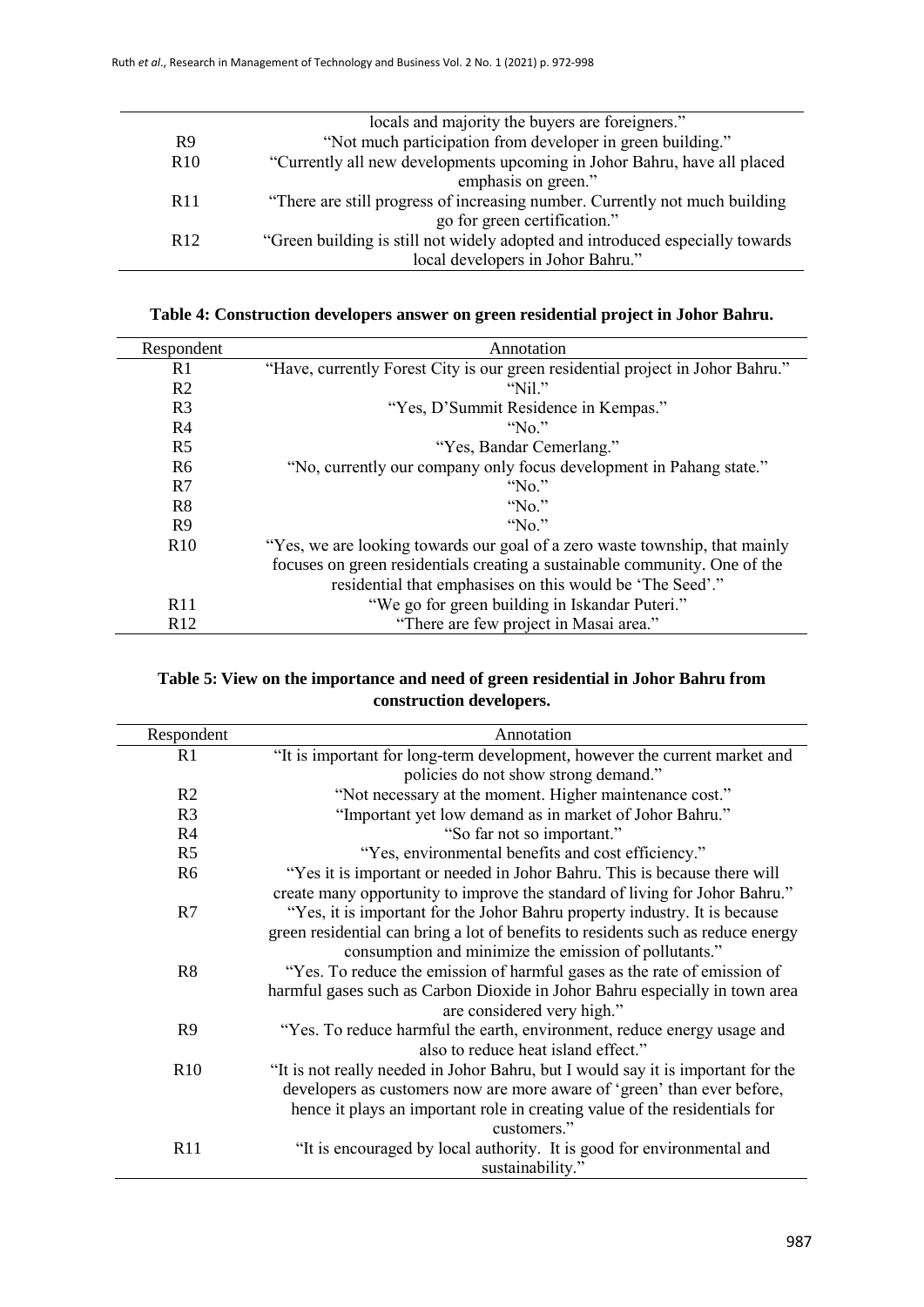| | |
|---|---|
| | locals and majority the buyers are foreigners." |
| R9 | "Not much participation from developer in green building." |
| R10 | "Currently all new developments upcoming in Johor Bahru, have all placed emphasis on green." |
| R11 | "There are still progress of increasing number. Currently not much building go for green certification." |
| R12 | "Green building is still not widely adopted and introduced especially towards local developers in Johor Bahru." |

**Table 4: Construction developers answer on green residential project in Johor Bahru.**

| Respondent | Annotation |
|---|---|
| R1 | "Have, currently Forest City is our green residential project in Johor Bahru." |
| R2 | "Nil." |
| R3 | "Yes, D'Summit Residence in Kempas." |
| R4 | "No." |
| R5 | "Yes, Bandar Cemerlang." |
| R6 | "No, currently our company only focus development in Pahang state." |
| R7 | "No." |
| R8 | "No." |
| R9 | "No." |
| R10 | "Yes, we are looking towards our goal of a zero waste township, that mainly focuses on green residentials creating a sustainable community. One of the residential that emphasises on this would be 'The Seed'." |
| R11 | "We go for green building in Iskandar Puteri." |
| R12 | "There are few project in Masai area." |

**Table 5: View on the importance and need of green residential in Johor Bahru from construction developers.**

| Respondent | Annotation |
|---|---|
| R1 | "It is important for long-term development, however the current market and policies do not show strong demand." |
| R2 | "Not necessary at the moment. Higher maintenance cost." |
| R3 | "Important yet low demand as in market of Johor Bahru." |
| R4 | "So far not so important." |
| R5 | "Yes, environmental benefits and cost efficiency." |
| R6 | "Yes it is important or needed in Johor Bahru. This is because there will create many opportunity to improve the standard of living for Johor Bahru." |
| R7 | "Yes, it is important for the Johor Bahru property industry. It is because green residential can bring a lot of benefits to residents such as reduce energy consumption and minimize the emission of pollutants." |
| R8 | "Yes. To reduce the emission of harmful gases as the rate of emission of harmful gases such as Carbon Dioxide in Johor Bahru especially in town area are considered very high." |
| R9 | "Yes. To reduce harmful the earth, environment, reduce energy usage and also to reduce heat island effect." |
| R10 | "It is not really needed in Johor Bahru, but I would say it is important for the developers as customers now are more aware of 'green' than ever before, hence it plays an important role in creating value of the residentials for customers." |
| R11 | "It is encouraged by local authority. It is good for environmental and sustainability." |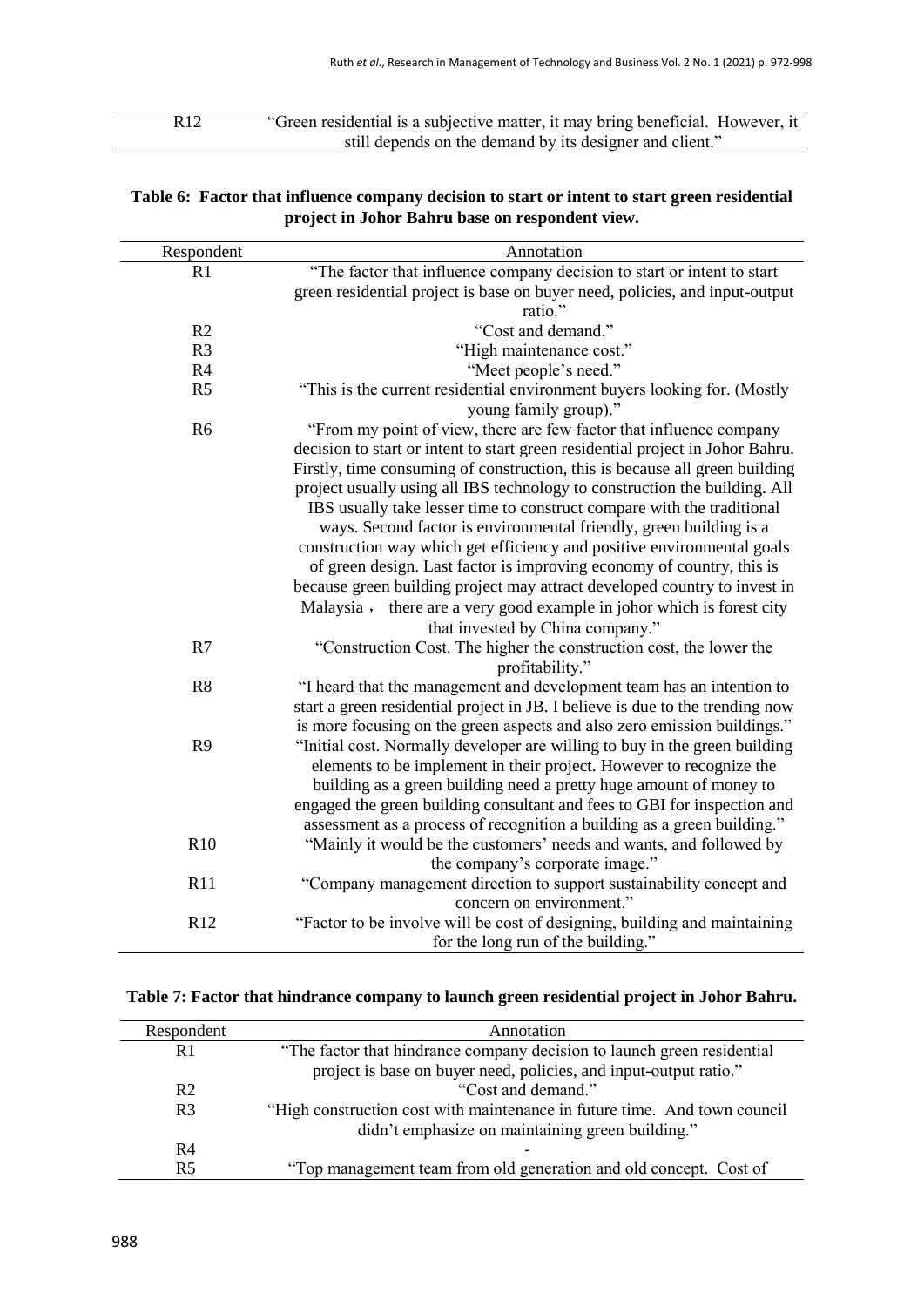| | |
|---|---|
| R12 | "Green residential is a subjective matter, it may bring beneficial. However, it still depends on the demand by its designer and client." |

**Table 6: Factor that influence company decision to start or intent to start green residential project in Johor Bahru base on respondent view.**

| Respondent | Annotation |
|---|---|
| R1 | "The factor that influence company decision to start or intent to start green residential project is base on buyer need, policies, and input-output ratio." |
| R2 | "Cost and demand." |
| R3 | "High maintenance cost." |
| R4 | "Meet people's need." |
| R5 | "This is the current residential environment buyers looking for. (Mostly young family group)." |
| R6 | "From my point of view, there are few factor that influence company decision to start or intent to start green residential project in Johor Bahru. Firstly, time consuming of construction, this is because all green building project usually using all IBS technology to construction the building. All IBS usually take lesser time to construct compare with the traditional ways. Second factor is environmental friendly, green building is a construction way which get efficiency and positive environmental goals of green design. Last factor is improving economy of country, this is because green building project may attract developed country to invest in Malaysia， there are a very good example in johor which is forest city that invested by China company." |
| R7 | "Construction Cost. The higher the construction cost, the lower the profitability." |
| R8 | "I heard that the management and development team has an intention to start a green residential project in JB. I believe is due to the trending now is more focusing on the green aspects and also zero emission buildings." |
| R9 | "Initial cost. Normally developer are willing to buy in the green building elements to be implement in their project. However to recognize the building as a green building need a pretty huge amount of money to engaged the green building consultant and fees to GBI for inspection and assessment as a process of recognition a building as a green building." |
| R10 | "Mainly it would be the customers' needs and wants, and followed by the company's corporate image." |
| R11 | "Company management direction to support sustainability concept and concern on environment." |
| R12 | "Factor to be involve will be cost of designing, building and maintaining for the long run of the building." |

**Table 7: Factor that hindrance company to launch green residential project in Johor Bahru.**

| Respondent | Annotation |
|---|---|
| R1 | "The factor that hindrance company decision to launch green residential project is base on buyer need, policies, and input-output ratio." |
| R2 | "Cost and demand." |
| R3 | "High construction cost with maintenance in future time. And town council didn't emphasize on maintaining green building." |
| R4 | - |
| R5 | "Top management team from old generation and old concept. Cost of |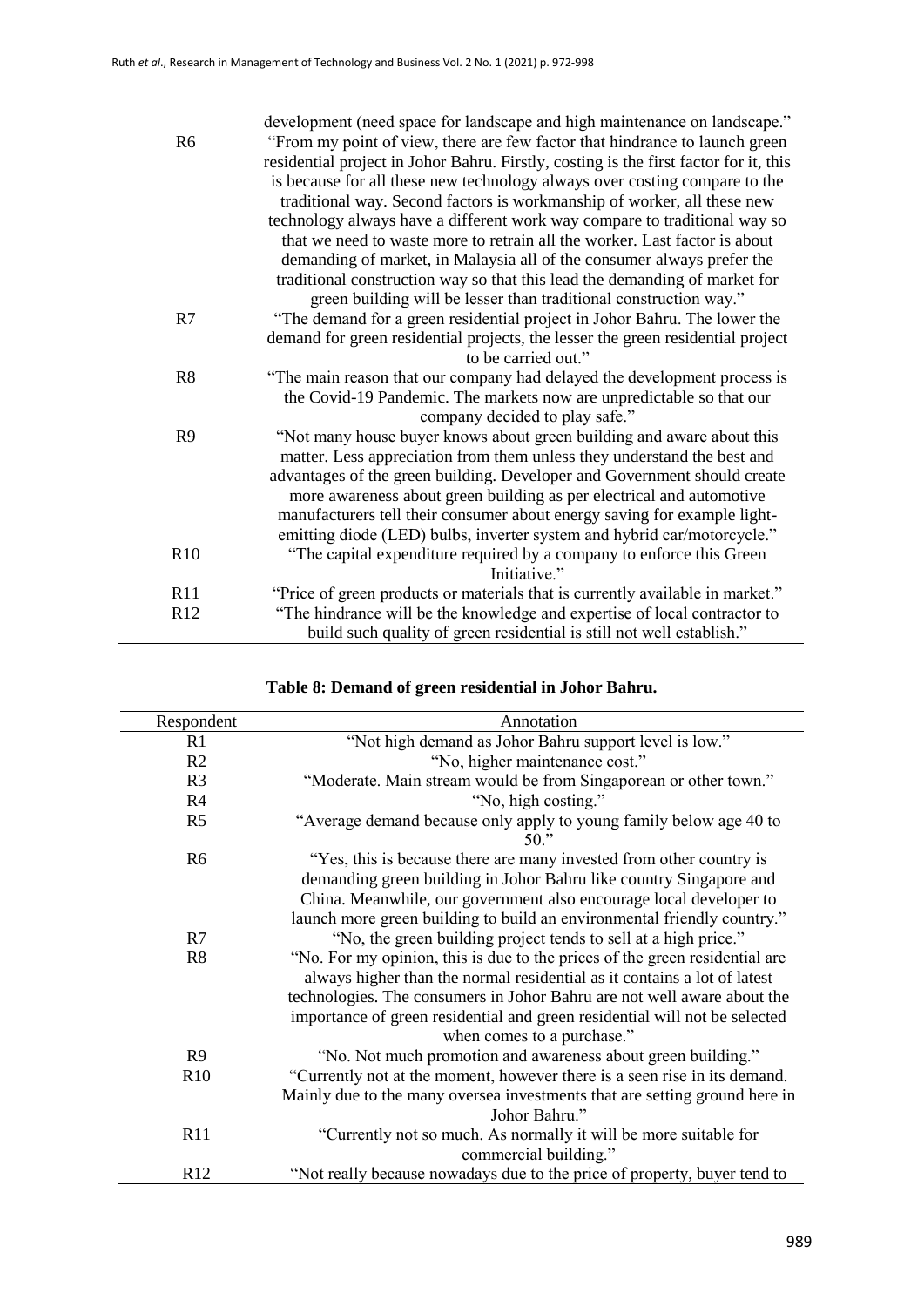|  | development (need space for landscape and high maintenance on landscape." |
|---|---|
| R6 | "From my point of view, there are few factor that hindrance to launch green residential project in Johor Bahru. Firstly, costing is the first factor for it, this is because for all these new technology always over costing compare to the traditional way. Second factors is workmanship of worker, all these new technology always have a different work way compare to traditional way so that we need to waste more to retrain all the worker. Last factor is about demanding of market, in Malaysia all of the consumer always prefer the traditional construction way so that this lead the demanding of market for green building will be lesser than traditional construction way." |
| R7 | "The demand for a green residential project in Johor Bahru. The lower the demand for green residential projects, the lesser the green residential project to be carried out." |
| R8 | "The main reason that our company had delayed the development process is the Covid-19 Pandemic. The markets now are unpredictable so that our company decided to play safe." |
| R9 | "Not many house buyer knows about green building and aware about this matter. Less appreciation from them unless they understand the best and advantages of the green building. Developer and Government should create more awareness about green building as per electrical and automotive manufacturers tell their consumer about energy saving for example light-emitting diode (LED) bulbs, inverter system and hybrid car/motorcycle." |
| R10 | "The capital expenditure required by a company to enforce this Green Initiative." |
| R11 | "Price of green products or materials that is currently available in market." |
| R12 | "The hindrance will be the knowledge and expertise of local contractor to build such quality of green residential is still not well establish." |

**Table 8: Demand of green residential in Johor Bahru.**

| Respondent | Annotation |
|---|---|
| R1 | "Not high demand as Johor Bahru support level is low." |
| R2 | "No, higher maintenance cost." |
| R3 | "Moderate. Main stream would be from Singaporean or other town." |
| R4 | "No, high costing." |
| R5 | "Average demand because only apply to young family below age 40 to 50." |
| R6 | "Yes, this is because there are many invested from other country is demanding green building in Johor Bahru like country Singapore and China. Meanwhile, our government also encourage local developer to launch more green building to build an environmental friendly country." |
| R7 | "No, the green building project tends to sell at a high price." |
| R8 | "No. For my opinion, this is due to the prices of the green residential are always higher than the normal residential as it contains a lot of latest technologies. The consumers in Johor Bahru are not well aware about the importance of green residential and green residential will not be selected when comes to a purchase." |
| R9 | "No. Not much promotion and awareness about green building." |
| R10 | "Currently not at the moment, however there is a seen rise in its demand. Mainly due to the many oversea investments that are setting ground here in Johor Bahru." |
| R11 | "Currently not so much. As normally it will be more suitable for commercial building." |
| R12 | "Not really because nowadays due to the price of property, buyer tend to |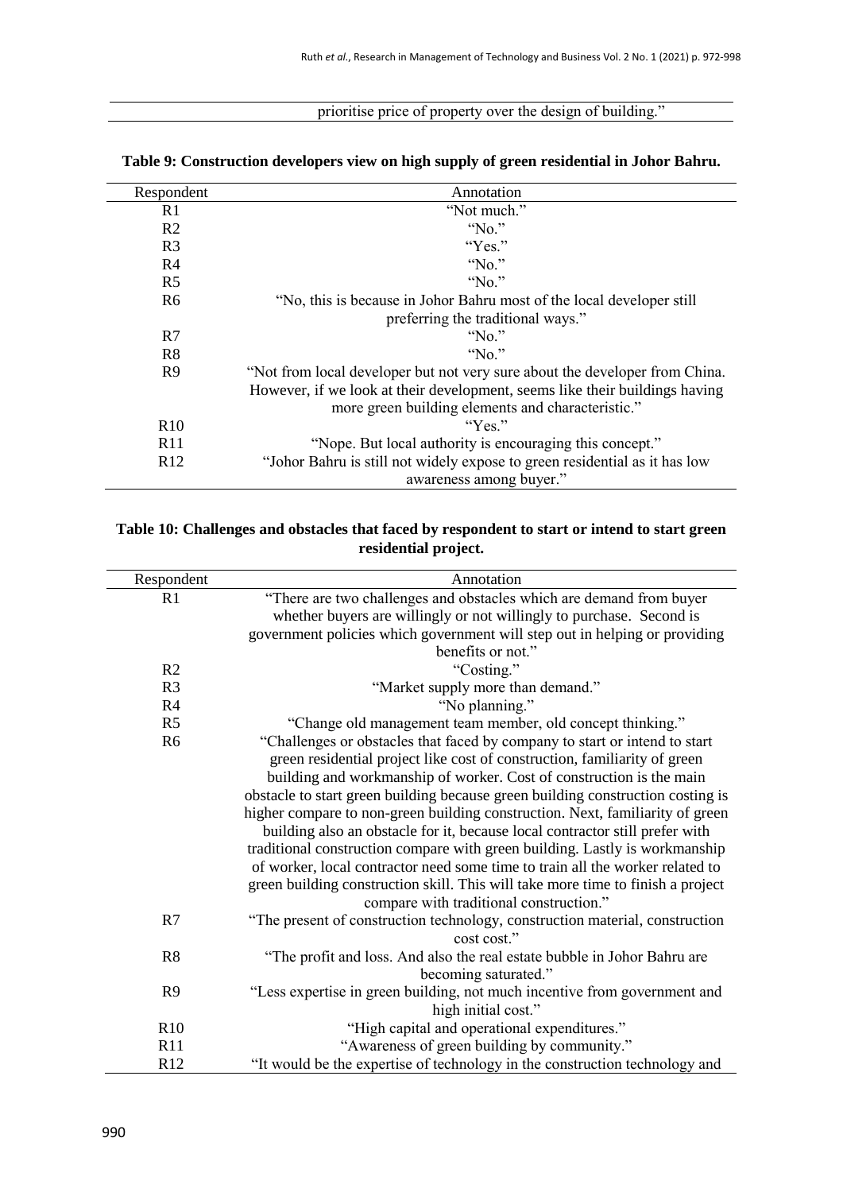| | prioritise price of property over the design of building." |
|---|---|

**Table 9: Construction developers view on high supply of green residential in Johor Bahru.**

| Respondent | Annotation |
|---|---|
| R1 | "Not much." |
| R2 | "No." |
| R3 | "Yes." |
| R4 | "No." |
| R5 | "No." |
| R6 | "No, this is because in Johor Bahru most of the local developer still preferring the traditional ways." |
| R7 | "No." |
| R8 | "No." |
| R9 | "Not from local developer but not very sure about the developer from China. However, if we look at their development, seems like their buildings having more green building elements and characteristic." |
| R10 | "Yes." |
| R11 | "Nope. But local authority is encouraging this concept." |
| R12 | "Johor Bahru is still not widely expose to green residential as it has low awareness among buyer." |

**Table 10: Challenges and obstacles that faced by respondent to start or intend to start green residential project.**

| Respondent | Annotation |
|---|---|
| R1 | "There are two challenges and obstacles which are demand from buyer whether buyers are willingly or not willingly to purchase. Second is government policies which government will step out in helping or providing benefits or not." |
| R2 | "Costing." |
| R3 | "Market supply more than demand." |
| R4 | "No planning." |
| R5 | "Change old management team member, old concept thinking." |
| R6 | "Challenges or obstacles that faced by company to start or intend to start green residential project like cost of construction, familiarity of green building and workmanship of worker. Cost of construction is the main obstacle to start green building because green building construction costing is higher compare to non-green building construction. Next, familiarity of green building also an obstacle for it, because local contractor still prefer with traditional construction compare with green building. Lastly is workmanship of worker, local contractor need some time to train all the worker related to green building construction skill. This will take more time to finish a project compare with traditional construction." |
| R7 | "The present of construction technology, construction material, construction cost cost." |
| R8 | "The profit and loss. And also the real estate bubble in Johor Bahru are becoming saturated." |
| R9 | "Less expertise in green building, not much incentive from government and high initial cost." |
| R10 | "High capital and operational expenditures." |
| R11 | "Awareness of green building by community." |
| R12 | "It would be the expertise of technology in the construction technology and |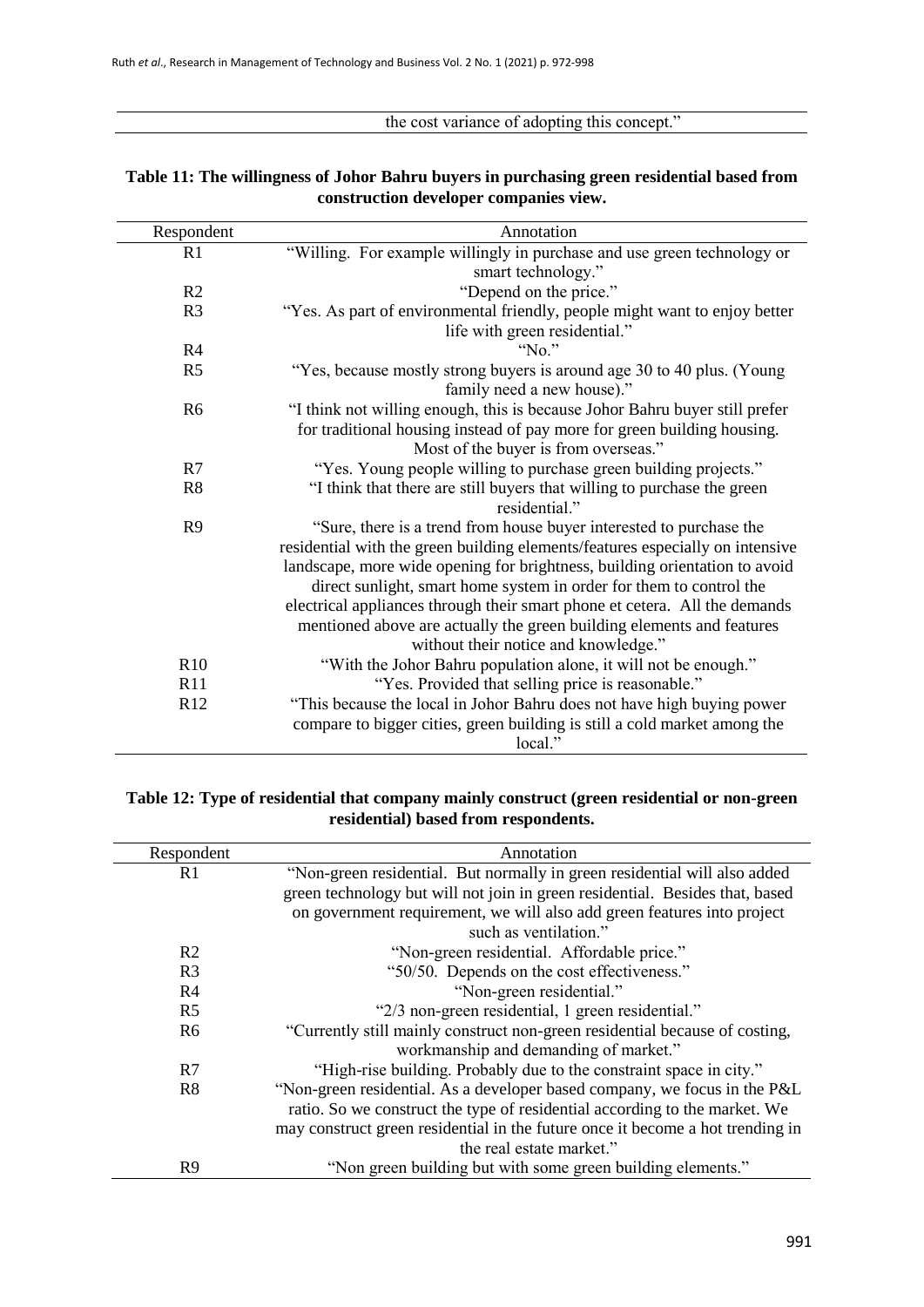| | the cost variance of adopting this concept." |
|---|---|

**Table 11: The willingness of Johor Bahru buyers in purchasing green residential based from construction developer companies view.**

| Respondent | Annotation |
|---|---|
| R1 | "Willing. For example willingly in purchase and use green technology or smart technology." |
| R2 | "Depend on the price." |
| R3 | "Yes. As part of environmental friendly, people might want to enjoy better life with green residential." |
| R4 | "No." |
| R5 | "Yes, because mostly strong buyers is around age 30 to 40 plus. (Young family need a new house)." |
| R6 | "I think not willing enough, this is because Johor Bahru buyer still prefer for traditional housing instead of pay more for green building housing. Most of the buyer is from overseas." |
| R7 | "Yes. Young people willing to purchase green building projects." |
| R8 | "I think that there are still buyers that willing to purchase the green residential." |
| R9 | "Sure, there is a trend from house buyer interested to purchase the residential with the green building elements/features especially on intensive landscape, more wide opening for brightness, building orientation to avoid direct sunlight, smart home system in order for them to control the electrical appliances through their smart phone et cetera. All the demands mentioned above are actually the green building elements and features without their notice and knowledge." |
| R10 | "With the Johor Bahru population alone, it will not be enough." |
| R11 | "Yes. Provided that selling price is reasonable." |
| R12 | "This because the local in Johor Bahru does not have high buying power compare to bigger cities, green building is still a cold market among the local." |

**Table 12: Type of residential that company mainly construct (green residential or non-green residential) based from respondents.**

| Respondent | Annotation |
|---|---|
| R1 | "Non-green residential. But normally in green residential will also added green technology but will not join in green residential. Besides that, based on government requirement, we will also add green features into project such as ventilation." |
| R2 | "Non-green residential. Affordable price." |
| R3 | "50/50. Depends on the cost effectiveness." |
| R4 | "Non-green residential." |
| R5 | "2/3 non-green residential, 1 green residential." |
| R6 | "Currently still mainly construct non-green residential because of costing, workmanship and demanding of market." |
| R7 | "High-rise building. Probably due to the constraint space in city." |
| R8 | "Non-green residential. As a developer based company, we focus in the P&L ratio. So we construct the type of residential according to the market. We may construct green residential in the future once it become a hot trending in the real estate market." |
| R9 | "Non green building but with some green building elements." |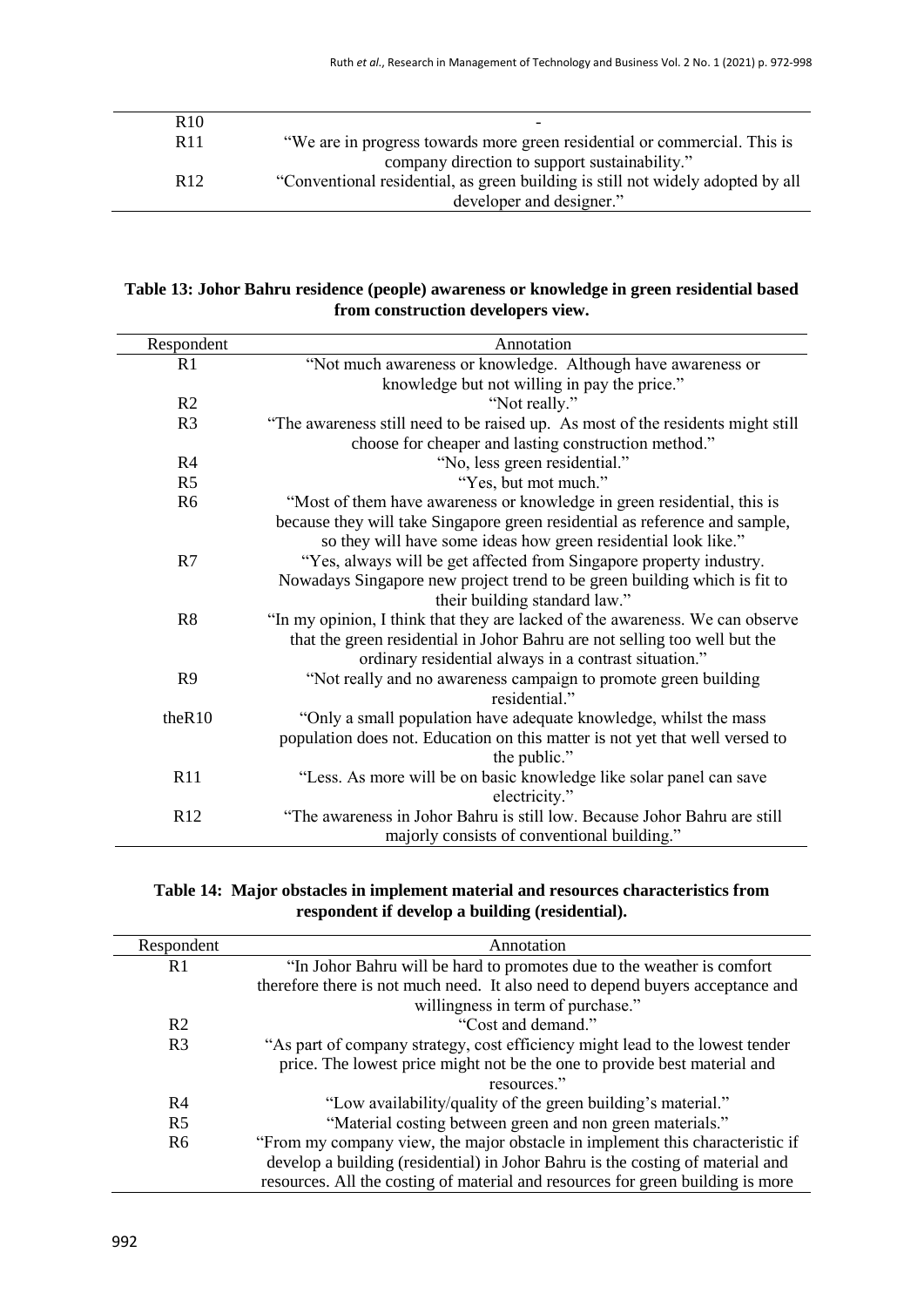| | |
|---|---|
| R10 | - |
| R11 | "We are in progress towards more green residential or commercial. This is company direction to support sustainability." |
| R12 | "Conventional residential, as green building is still not widely adopted by all developer and designer." |

**Table 13: Johor Bahru residence (people) awareness or knowledge in green residential based from construction developers view.**

| Respondent | Annotation |
|---|---|
| R1 | "Not much awareness or knowledge. Although have awareness or knowledge but not willing in pay the price." |
| R2 | "Not really." |
| R3 | "The awareness still need to be raised up. As most of the residents might still choose for cheaper and lasting construction method." |
| R4 | "No, less green residential." |
| R5 | "Yes, but mot much." |
| R6 | "Most of them have awareness or knowledge in green residential, this is because they will take Singapore green residential as reference and sample, so they will have some ideas how green residential look like." |
| R7 | "Yes, always will be get affected from Singapore property industry. Nowadays Singapore new project trend to be green building which is fit to their building standard law." |
| R8 | "In my opinion, I think that they are lacked of the awareness. We can observe that the green residential in Johor Bahru are not selling too well but the ordinary residential always in a contrast situation." |
| R9 | "Not really and no awareness campaign to promote green building residential." |
| theR10 | "Only a small population have adequate knowledge, whilst the mass population does not. Education on this matter is not yet that well versed to the public." |
| R11 | "Less. As more will be on basic knowledge like solar panel can save electricity." |
| R12 | "The awareness in Johor Bahru is still low. Because Johor Bahru are still majorly consists of conventional building." |

**Table 14: Major obstacles in implement material and resources characteristics from respondent if develop a building (residential).**

| Respondent | Annotation |
|---|---|
| R1 | "In Johor Bahru will be hard to promotes due to the weather is comfort therefore there is not much need. It also need to depend buyers acceptance and willingness in term of purchase." |
| R2 | "Cost and demand." |
| R3 | "As part of company strategy, cost efficiency might lead to the lowest tender price. The lowest price might not be the one to provide best material and resources." |
| R4 | "Low availability/quality of the green building's material." |
| R5 | "Material costing between green and non green materials." |
| R6 | "From my company view, the major obstacle in implement this characteristic if develop a building (residential) in Johor Bahru is the costing of material and resources. All the costing of material and resources for green building is more |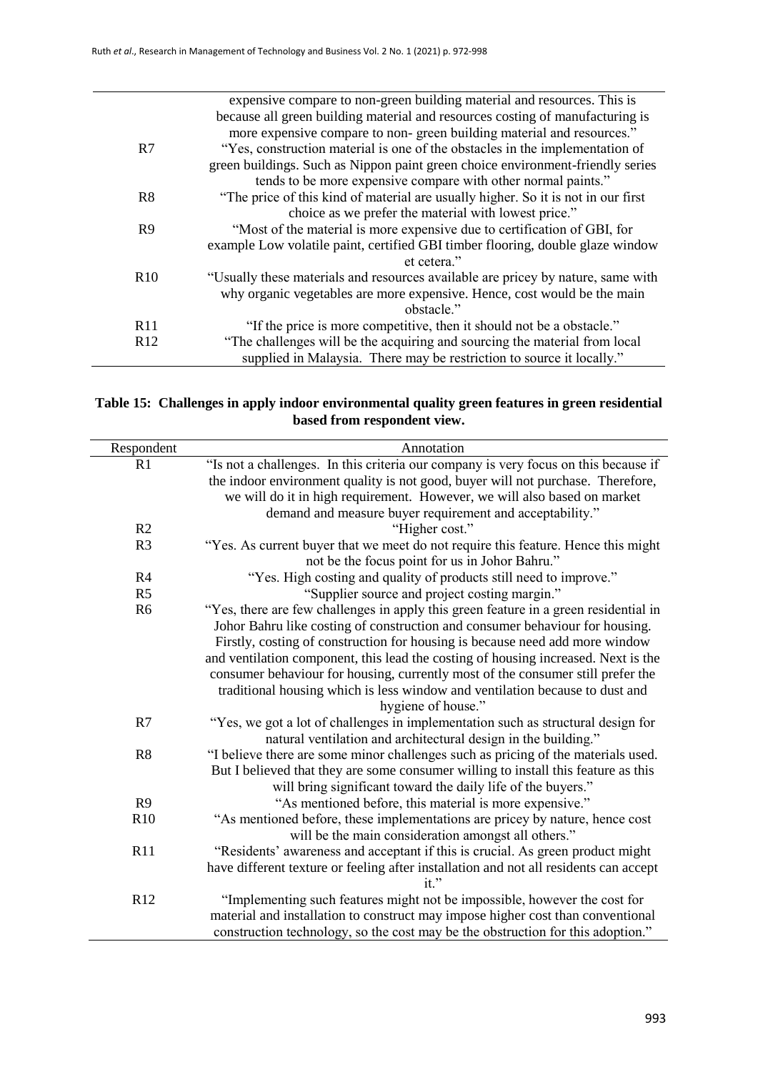| | |
|---|---|
| | expensive compare to non-green building material and resources. This is because all green building material and resources costing of manufacturing is more expensive compare to non- green building material and resources." |
| R7 | "Yes, construction material is one of the obstacles in the implementation of green buildings. Such as Nippon paint green choice environment-friendly series tends to be more expensive compare with other normal paints." |
| R8 | "The price of this kind of material are usually higher. So it is not in our first choice as we prefer the material with lowest price." |
| R9 | "Most of the material is more expensive due to certification of GBI, for example Low volatile paint, certified GBI timber flooring, double glaze window et cetera." |
| R10 | "Usually these materials and resources available are pricey by nature, same with why organic vegetables are more expensive. Hence, cost would be the main obstacle." |
| R11 | "If the price is more competitive, then it should not be a obstacle." |
| R12 | "The challenges will be the acquiring and sourcing the material from local supplied in Malaysia. There may be restriction to source it locally." |

**Table 15: Challenges in apply indoor environmental quality green features in green residential based from respondent view.**

| Respondent | Annotation |
|---|---|
| R1 | "Is not a challenges. In this criteria our company is very focus on this because if the indoor environment quality is not good, buyer will not purchase. Therefore, we will do it in high requirement. However, we will also based on market demand and measure buyer requirement and acceptability." |
| R2 | "Higher cost." |
| R3 | "Yes. As current buyer that we meet do not require this feature. Hence this might not be the focus point for us in Johor Bahru." |
| R4 | "Yes. High costing and quality of products still need to improve." |
| R5 | "Supplier source and project costing margin." |
| R6 | "Yes, there are few challenges in apply this green feature in a green residential in Johor Bahru like costing of construction and consumer behaviour for housing. Firstly, costing of construction for housing is because need add more window and ventilation component, this lead the costing of housing increased. Next is the consumer behaviour for housing, currently most of the consumer still prefer the traditional housing which is less window and ventilation because to dust and hygiene of house." |
| R7 | "Yes, we got a lot of challenges in implementation such as structural design for natural ventilation and architectural design in the building." |
| R8 | "I believe there are some minor challenges such as pricing of the materials used. But I believed that they are some consumer willing to install this feature as this will bring significant toward the daily life of the buyers." |
| R9 | "As mentioned before, this material is more expensive." |
| R10 | "As mentioned before, these implementations are pricey by nature, hence cost will be the main consideration amongst all others." |
| R11 | "Residents' awareness and acceptant if this is crucial. As green product might have different texture or feeling after installation and not all residents can accept it." |
| R12 | "Implementing such features might not be impossible, however the cost for material and installation to construct may impose higher cost than conventional construction technology, so the cost may be the obstruction for this adoption." |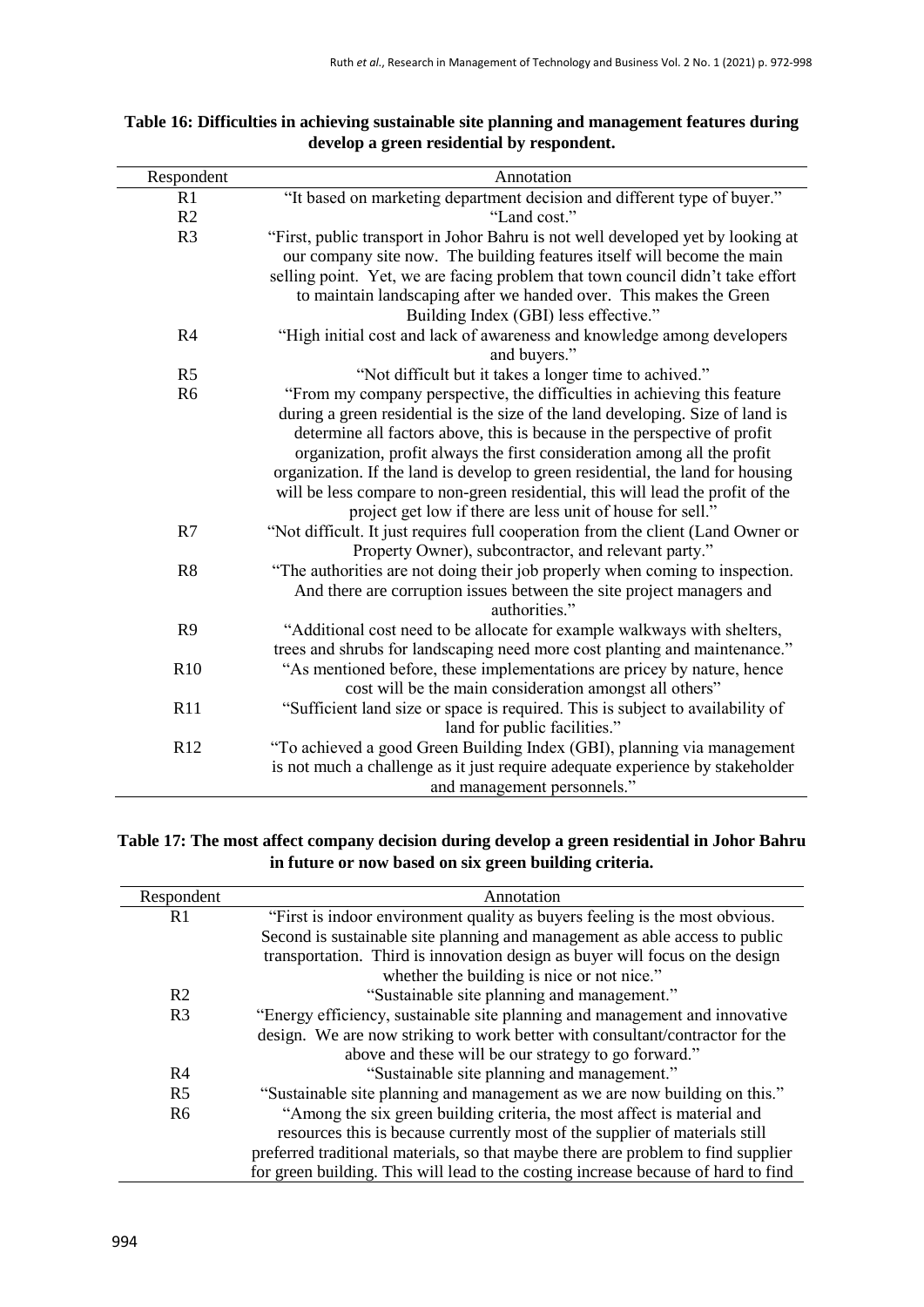**Table 16: Difficulties in achieving sustainable site planning and management features during develop a green residential by respondent.**

| Respondent | Annotation |
|---|---|
| R1 | "It based on marketing department decision and different type of buyer." |
| R2 | "Land cost." |
| R3 | "First, public transport in Johor Bahru is not well developed yet by looking at our company site now. The building features itself will become the main selling point. Yet, we are facing problem that town council didn't take effort to maintain landscaping after we handed over. This makes the Green Building Index (GBI) less effective." |
| R4 | "High initial cost and lack of awareness and knowledge among developers and buyers." |
| R5 | "Not difficult but it takes a longer time to achived." |
| R6 | "From my company perspective, the difficulties in achieving this feature during a green residential is the size of the land developing. Size of land is determine all factors above, this is because in the perspective of profit organization, profit always the first consideration among all the profit organization. If the land is develop to green residential, the land for housing will be less compare to non-green residential, this will lead the profit of the project get low if there are less unit of house for sell." |
| R7 | "Not difficult. It just requires full cooperation from the client (Land Owner or Property Owner), subcontractor, and relevant party." |
| R8 | "The authorities are not doing their job properly when coming to inspection. And there are corruption issues between the site project managers and authorities." |
| R9 | "Additional cost need to be allocate for example walkways with shelters, trees and shrubs for landscaping need more cost planting and maintenance." |
| R10 | "As mentioned before, these implementations are pricey by nature, hence cost will be the main consideration amongst all others" |
| R11 | "Sufficient land size or space is required. This is subject to availability of land for public facilities." |
| R12 | "To achieved a good Green Building Index (GBI), planning via management is not much a challenge as it just require adequate experience by stakeholder and management personnels." |

**Table 17: The most affect company decision during develop a green residential in Johor Bahru in future or now based on six green building criteria.**

| Respondent | Annotation |
|---|---|
| R1 | "First is indoor environment quality as buyers feeling is the most obvious. Second is sustainable site planning and management as able access to public transportation. Third is innovation design as buyer will focus on the design whether the building is nice or not nice." |
| R2 | "Sustainable site planning and management." |
| R3 | "Energy efficiency, sustainable site planning and management and innovative design. We are now striking to work better with consultant/contractor for the above and these will be our strategy to go forward." |
| R4 | "Sustainable site planning and management." |
| R5 | "Sustainable site planning and management as we are now building on this." |
| R6 | "Among the six green building criteria, the most affect is material and resources this is because currently most of the supplier of materials still preferred traditional materials, so that maybe there are problem to find supplier for green building. This will lead to the costing increase because of hard to find |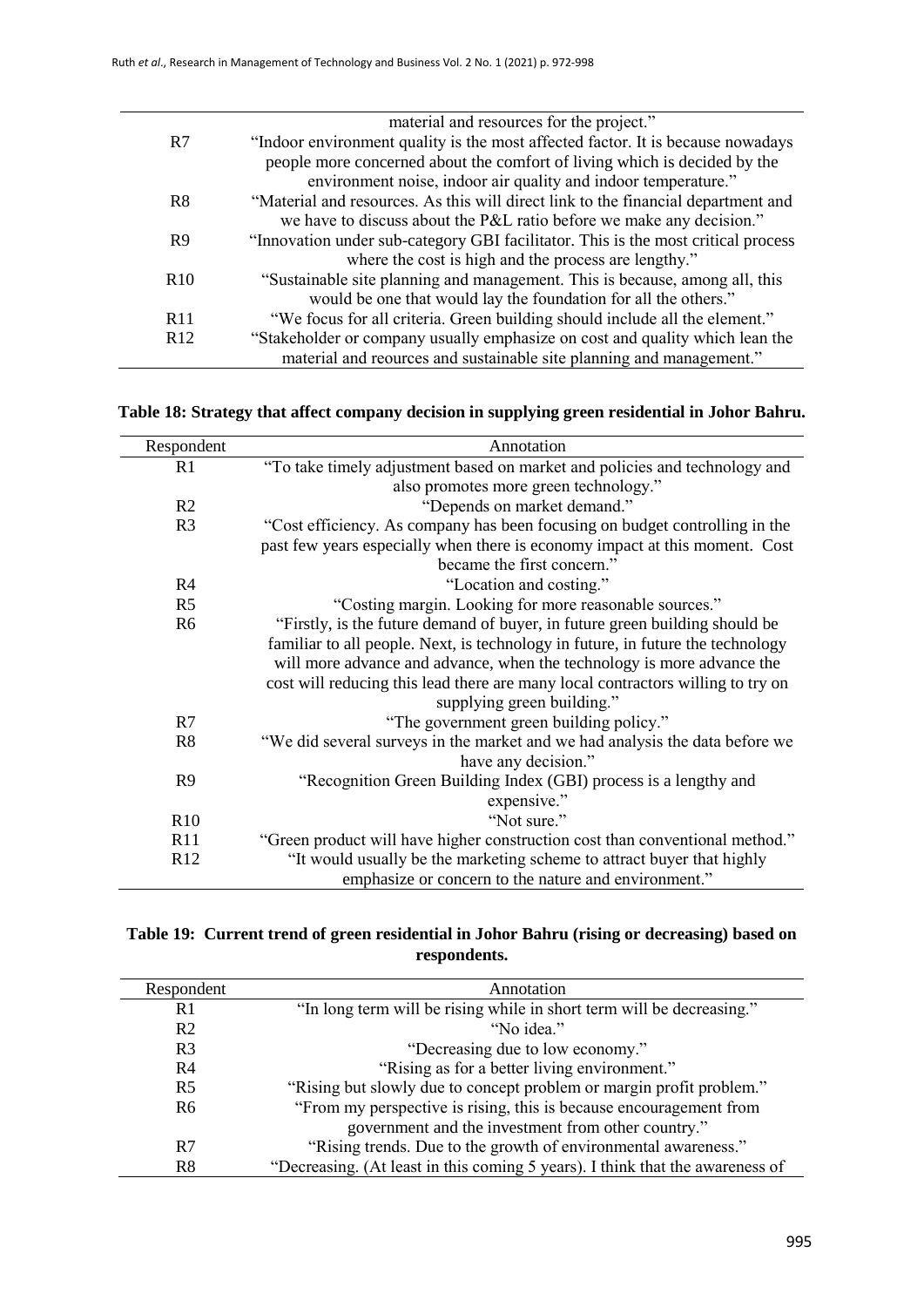| | |
|---|---|
| | material and resources for the project." |
| R7 | "Indoor environment quality is the most affected factor. It is because nowadays people more concerned about the comfort of living which is decided by the environment noise, indoor air quality and indoor temperature." |
| R8 | "Material and resources. As this will direct link to the financial department and we have to discuss about the P&L ratio before we make any decision." |
| R9 | "Innovation under sub-category GBI facilitator. This is the most critical process where the cost is high and the process are lengthy." |
| R10 | "Sustainable site planning and management. This is because, among all, this would be one that would lay the foundation for all the others." |
| R11 | "We focus for all criteria. Green building should include all the element." |
| R12 | "Stakeholder or company usually emphasize on cost and quality which lean the material and reources and sustainable site planning and management." |

**Table 18: Strategy that affect company decision in supplying green residential in Johor Bahru.**

| Respondent | Annotation |
|---|---|
| R1 | "To take timely adjustment based on market and policies and technology and also promotes more green technology." |
| R2 | "Depends on market demand." |
| R3 | "Cost efficiency. As company has been focusing on budget controlling in the past few years especially when there is economy impact at this moment. Cost became the first concern." |
| R4 | "Location and costing." |
| R5 | "Costing margin. Looking for more reasonable sources." |
| R6 | "Firstly, is the future demand of buyer, in future green building should be familiar to all people. Next, is technology in future, in future the technology will more advance and advance, when the technology is more advance the cost will reducing this lead there are many local contractors willing to try on supplying green building." |
| R7 | "The government green building policy." |
| R8 | "We did several surveys in the market and we had analysis the data before we have any decision." |
| R9 | "Recognition Green Building Index (GBI) process is a lengthy and expensive." |
| R10 | "Not sure." |
| R11 | "Green product will have higher construction cost than conventional method." |
| R12 | "It would usually be the marketing scheme to attract buyer that highly emphasize or concern to the nature and environment." |

**Table 19: Current trend of green residential in Johor Bahru (rising or decreasing) based on respondents.**

| Respondent | Annotation |
|---|---|
| R1 | "In long term will be rising while in short term will be decreasing." |
| R2 | "No idea." |
| R3 | "Decreasing due to low economy." |
| R4 | "Rising as for a better living environment." |
| R5 | "Rising but slowly due to concept problem or margin profit problem." |
| R6 | "From my perspective is rising, this is because encouragement from government and the investment from other country." |
| R7 | "Rising trends. Due to the growth of environmental awareness." |
| R8 | "Decreasing. (At least in this coming 5 years). I think that the awareness of |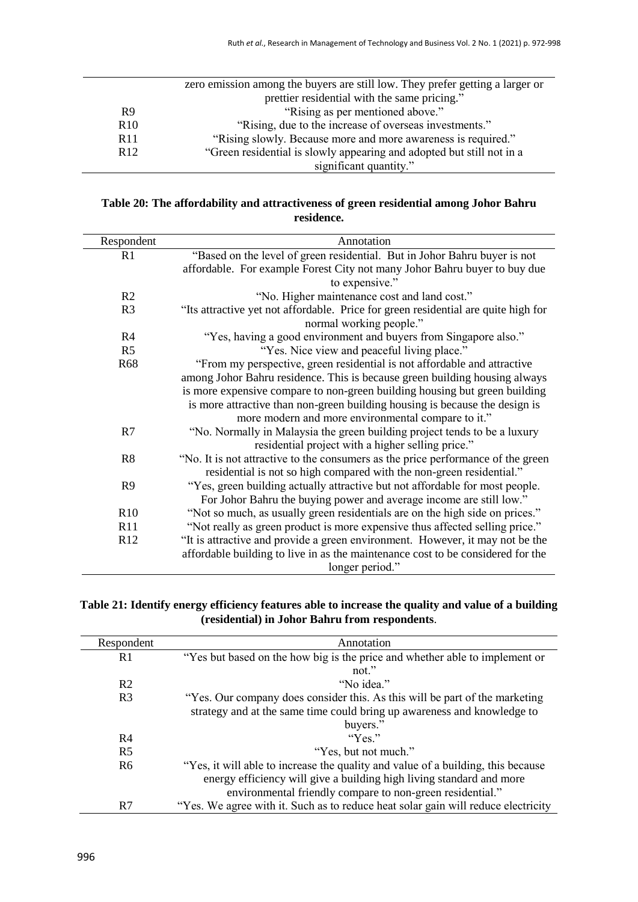| | |
|---|---|
| | zero emission among the buyers are still low. They prefer getting a larger or prettier residential with the same pricing." |
| R9 | "Rising as per mentioned above." |
| R10 | "Rising, due to the increase of overseas investments." |
| R11 | "Rising slowly. Because more and more awareness is required." |
| R12 | "Green residential is slowly appearing and adopted but still not in a significant quantity." |

**Table 20: The affordability and attractiveness of green residential among Johor Bahru residence.**

| Respondent | Annotation |
|---|---|
| R1 | "Based on the level of green residential. But in Johor Bahru buyer is not affordable. For example Forest City not many Johor Bahru buyer to buy due to expensive." |
| R2 | "No. Higher maintenance cost and land cost." |
| R3 | "Its attractive yet not affordable. Price for green residential are quite high for normal working people." |
| R4 | "Yes, having a good environment and buyers from Singapore also." |
| R5 | "Yes. Nice view and peaceful living place." |
| R68 | "From my perspective, green residential is not affordable and attractive among Johor Bahru residence. This is because green building housing always is more expensive compare to non-green building housing but green building is more attractive than non-green building housing is because the design is more modern and more environmental compare to it." |
| R7 | "No. Normally in Malaysia the green building project tends to be a luxury residential project with a higher selling price." |
| R8 | "No. It is not attractive to the consumers as the price performance of the green residential is not so high compared with the non-green residential." |
| R9 | "Yes, green building actually attractive but not affordable for most people. For Johor Bahru the buying power and average income are still low." |
| R10 | "Not so much, as usually green residentials are on the high side on prices." |
| R11 | "Not really as green product is more expensive thus affected selling price." |
| R12 | "It is attractive and provide a green environment. However, it may not be the affordable building to live in as the maintenance cost to be considered for the longer period." |

**Table 21: Identify energy efficiency features able to increase the quality and value of a building (residential) in Johor Bahru from respondents.**

| Respondent | Annotation |
|---|---|
| R1 | "Yes but based on the how big is the price and whether able to implement or not." |
| R2 | "No idea." |
| R3 | "Yes. Our company does consider this. As this will be part of the marketing strategy and at the same time could bring up awareness and knowledge to buyers." |
| R4 | "Yes." |
| R5 | "Yes, but not much." |
| R6 | "Yes, it will able to increase the quality and value of a building, this because energy efficiency will give a building high living standard and more environmental friendly compare to non-green residential." |
| R7 | "Yes. We agree with it. Such as to reduce heat solar gain will reduce electricity |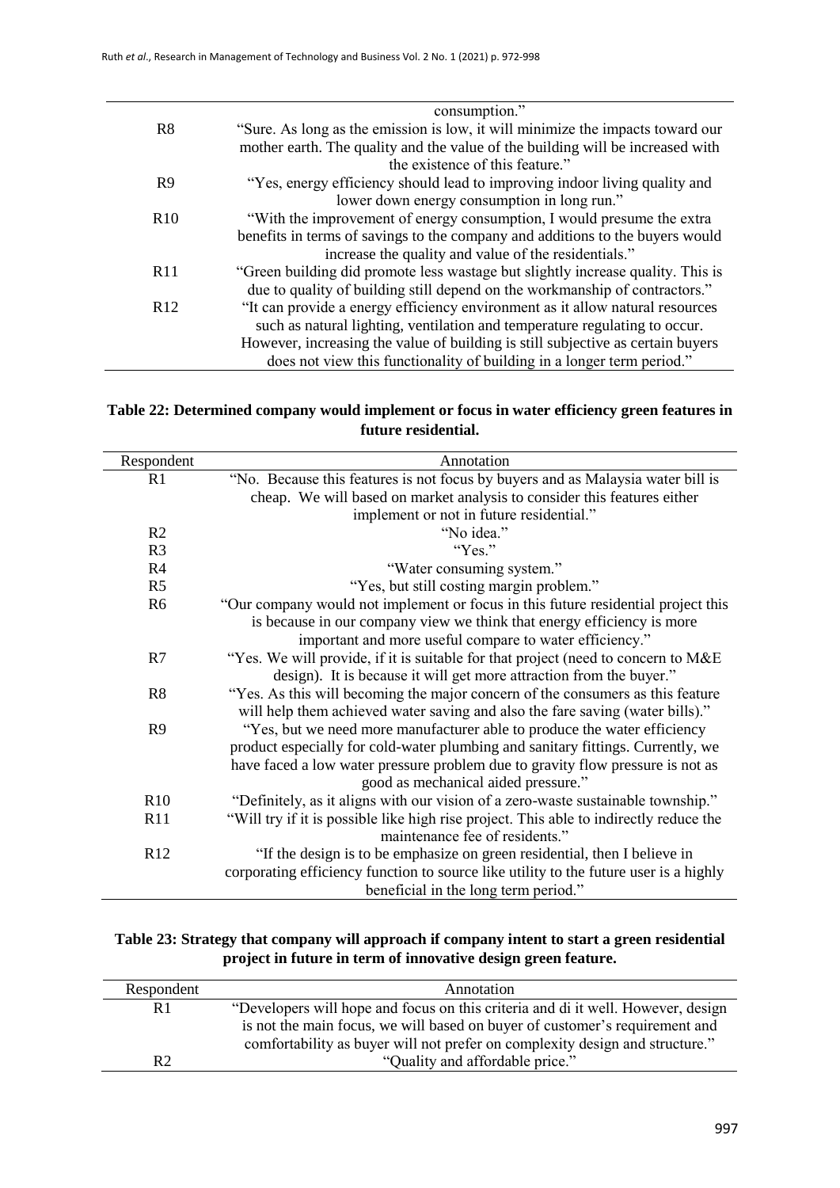| | |
|---|---|
| | consumption.” |
| R8 | “Sure. As long as the emission is low, it will minimize the impacts toward our mother earth. The quality and the value of the building will be increased with the existence of this feature.” |
| R9 | “Yes, energy efficiency should lead to improving indoor living quality and lower down energy consumption in long run.” |
| R10 | “With the improvement of energy consumption, I would presume the extra benefits in terms of savings to the company and additions to the buyers would increase the quality and value of the residentials.” |
| R11 | “Green building did promote less wastage but slightly increase quality. This is due to quality of building still depend on the workmanship of contractors.” |
| R12 | “It can provide a energy efficiency environment as it allow natural resources such as natural lighting, ventilation and temperature regulating to occur. However, increasing the value of building is still subjective as certain buyers does not view this functionality of building in a longer term period.” |

**Table 22: Determined company would implement or focus in water efficiency green features in future residential.**

| Respondent | Annotation |
|---|---|
| R1 | “No. Because this features is not focus by buyers and as Malaysia water bill is cheap. We will based on market analysis to consider this features either implement or not in future residential.” |
| R2 | “No idea.” |
| R3 | “Yes.” |
| R4 | “Water consuming system.” |
| R5 | “Yes, but still costing margin problem.” |
| R6 | “Our company would not implement or focus in this future residential project this is because in our company view we think that energy efficiency is more important and more useful compare to water efficiency.” |
| R7 | “Yes. We will provide, if it is suitable for that project (need to concern to M&E design). It is because it will get more attraction from the buyer.” |
| R8 | “Yes. As this will becoming the major concern of the consumers as this feature will help them achieved water saving and also the fare saving (water bills).” |
| R9 | “Yes, but we need more manufacturer able to produce the water efficiency product especially for cold-water plumbing and sanitary fittings. Currently, we have faced a low water pressure problem due to gravity flow pressure is not as good as mechanical aided pressure.” |
| R10 | “Definitely, as it aligns with our vision of a zero-waste sustainable township.” |
| R11 | “Will try if it is possible like high rise project. This able to indirectly reduce the maintenance fee of residents.” |
| R12 | “If the design is to be emphasize on green residential, then I believe in corporating efficiency function to source like utility to the future user is a highly beneficial in the long term period.” |

**Table 23: Strategy that company will approach if company intent to start a green residential project in future in term of innovative design green feature.**

| Respondent | Annotation |
|---|---|
| R1 | “Developers will hope and focus on this criteria and di it well. However, design is not the main focus, we will based on buyer of customer’s requirement and comfortability as buyer will not prefer on complexity design and structure.” |
| R2 | “Quality and affordable price.” |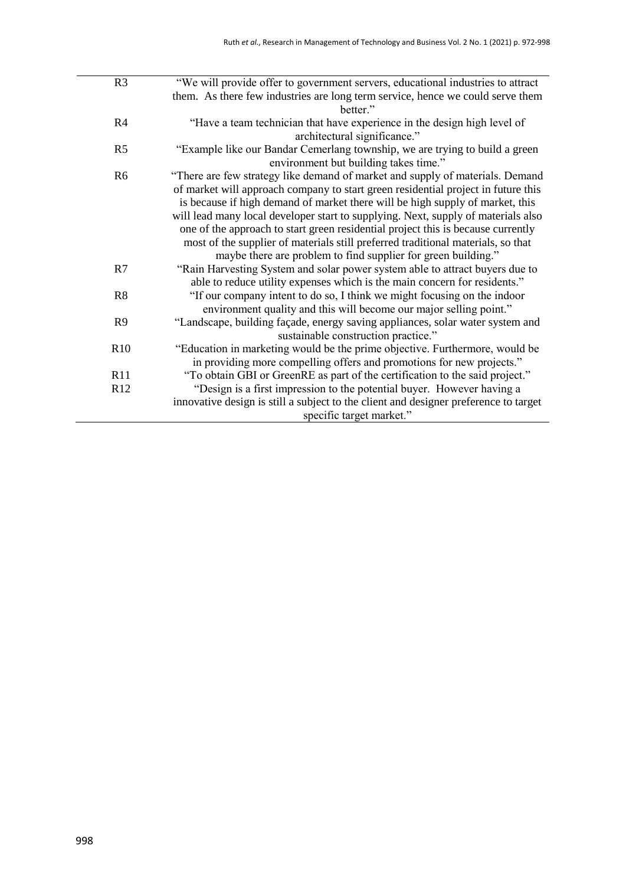| | |
|---|---|
| R3 | "We will provide offer to government servers, educational industries to attract them. As there few industries are long term service, hence we could serve them better." |
| R4 | "Have a team technician that have experience in the design high level of architectural significance." |
| R5 | "Example like our Bandar Cemerlang township, we are trying to build a green environment but building takes time." |
| R6 | "There are few strategy like demand of market and supply of materials. Demand of market will approach company to start green residential project in future this is because if high demand of market there will be high supply of market, this will lead many local developer start to supplying. Next, supply of materials also one of the approach to start green residential project this is because currently most of the supplier of materials still preferred traditional materials, so that maybe there are problem to find supplier for green building." |
| R7 | "Rain Harvesting System and solar power system able to attract buyers due to able to reduce utility expenses which is the main concern for residents." |
| R8 | "If our company intent to do so, I think we might focusing on the indoor environment quality and this will become our major selling point." |
| R9 | "Landscape, building façade, energy saving appliances, solar water system and sustainable construction practice." |
| R10 | "Education in marketing would be the prime objective. Furthermore, would be in providing more compelling offers and promotions for new projects." |
| R11 | "To obtain GBI or GreenRE as part of the certification to the said project." |
| R12 | "Design is a first impression to the potential buyer. However having a innovative design is still a subject to the client and designer preference to target specific target market." |